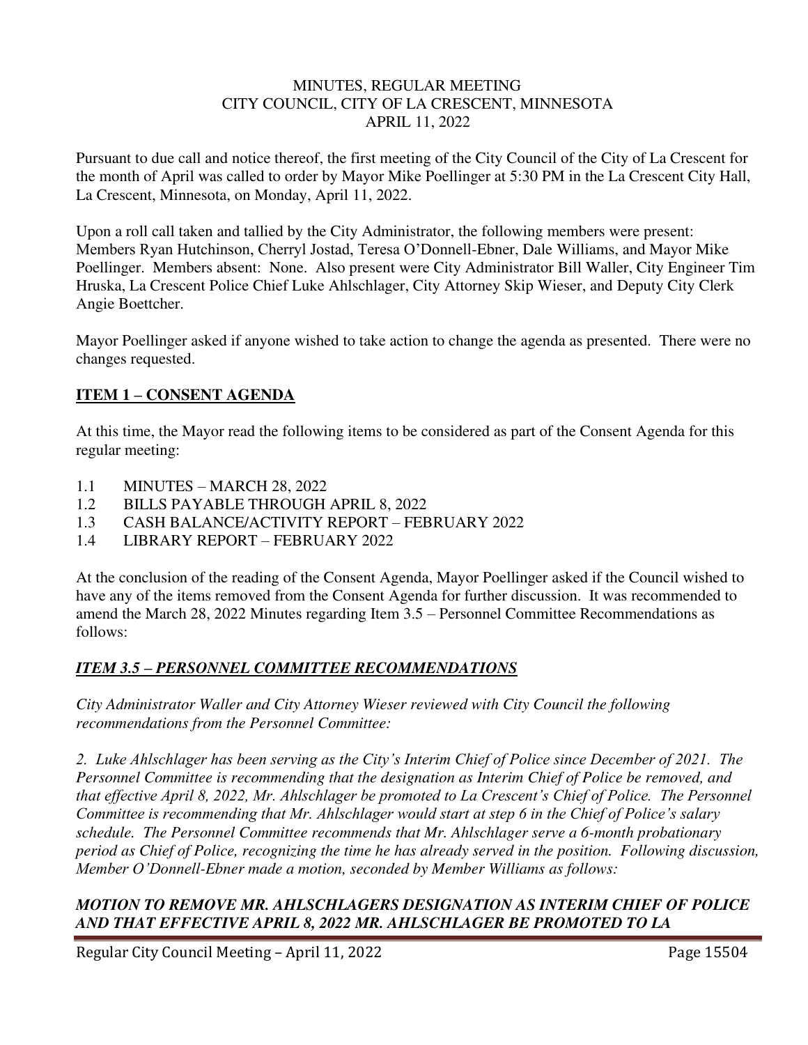MINUTES, REGULAR MEETING
CITY COUNCIL, CITY OF LA CRESCENT, MINNESOTA
APRIL 11, 2022

Pursuant to due call and notice thereof, the first meeting of the City Council of the City of La Crescent for the month of April was called to order by Mayor Mike Poellinger at 5:30 PM in the La Crescent City Hall, La Crescent, Minnesota, on Monday, April 11, 2022.

Upon a roll call taken and tallied by the City Administrator, the following members were present: Members Ryan Hutchinson, Cherryl Jostad, Teresa O'Donnell-Ebner, Dale Williams, and Mayor Mike Poellinger. Members absent: None. Also present were City Administrator Bill Waller, City Engineer Tim Hruska, La Crescent Police Chief Luke Ahlschlager, City Attorney Skip Wieser, and Deputy City Clerk Angie Boettcher.

Mayor Poellinger asked if anyone wished to take action to change the agenda as presented. There were no changes requested.

## ITEM 1 – CONSENT AGENDA

At this time, the Mayor read the following items to be considered as part of the Consent Agenda for this regular meeting:

1.1 MINUTES – MARCH 28, 2022
1.2 BILLS PAYABLE THROUGH APRIL 8, 2022
1.3 CASH BALANCE/ACTIVITY REPORT – FEBRUARY 2022
1.4 LIBRARY REPORT – FEBRUARY 2022

At the conclusion of the reading of the Consent Agenda, Mayor Poellinger asked if the Council wished to have any of the items removed from the Consent Agenda for further discussion. It was recommended to amend the March 28, 2022 Minutes regarding Item 3.5 – Personnel Committee Recommendations as follows:

### *ITEM 3.5 – PERSONNEL COMMITTEE RECOMMENDATIONS*

*City Administrator Waller and City Attorney Wieser reviewed with City Council the following recommendations from the Personnel Committee:*

*2. Luke Ahlschlager has been serving as the City's Interim Chief of Police since December of 2021. The Personnel Committee is recommending that the designation as Interim Chief of Police be removed, and that effective April 8, 2022, Mr. Ahlschlager be promoted to La Crescent's Chief of Police. The Personnel Committee is recommending that Mr. Ahlschlager would start at step 6 in the Chief of Police's salary schedule. The Personnel Committee recommends that Mr. Ahlschlager serve a 6-month probationary period as Chief of Police, recognizing the time he has already served in the position. Following discussion, Member O'Donnell-Ebner made a motion, seconded by Member Williams as follows:*

***MOTION TO REMOVE MR. AHLSCHLAGERS DESIGNATION AS INTERIM CHIEF OF POLICE AND THAT EFFECTIVE APRIL 8, 2022 MR. AHLSCHLAGER BE PROMOTED TO LA***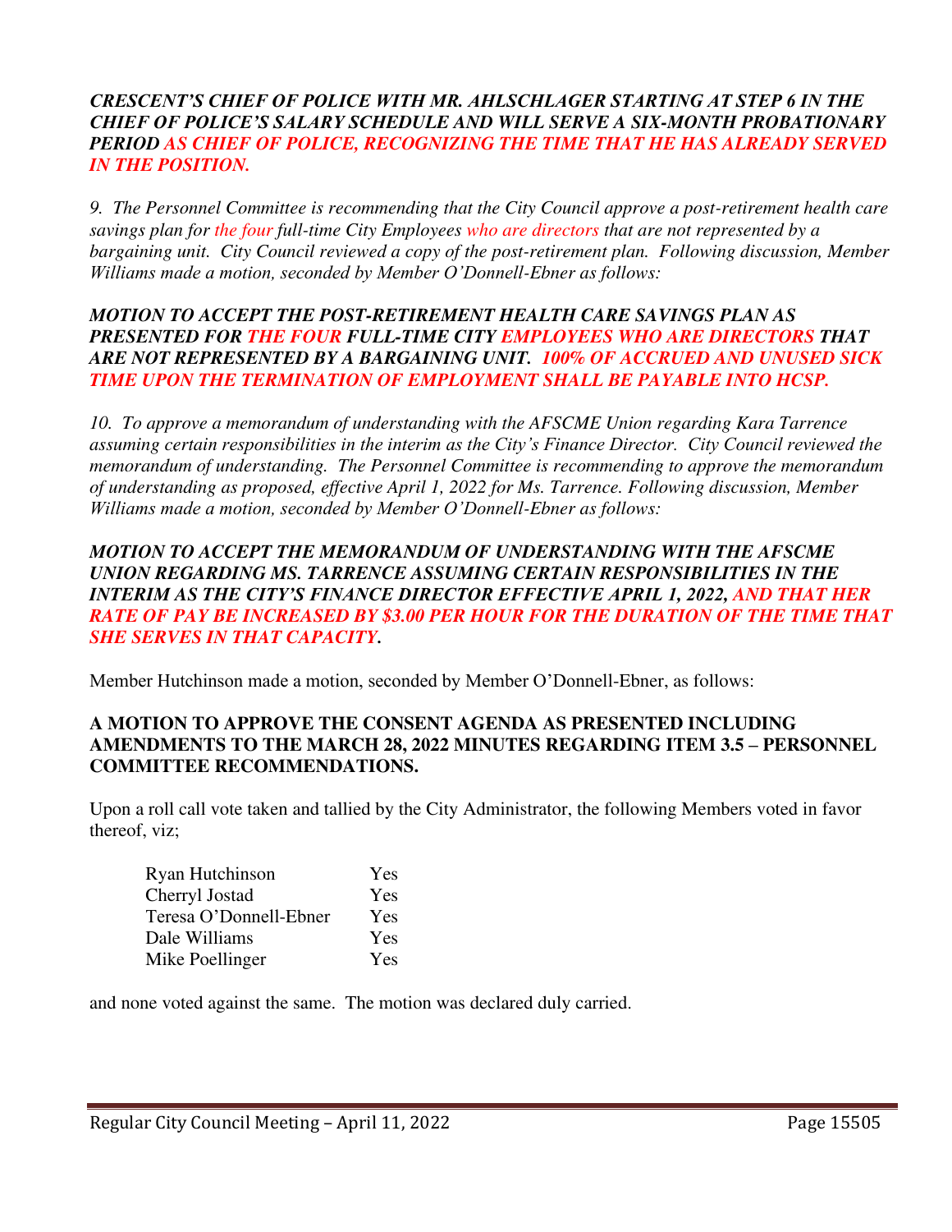***CRESCENT'S CHIEF OF POLICE WITH MR. AHLSCHLAGER STARTING AT STEP 6 IN THE CHIEF OF POLICE'S SALARY SCHEDULE AND WILL SERVE A SIX-MONTH PROBATIONARY PERIOD AS CHIEF OF POLICE, RECOGNIZING THE TIME THAT HE HAS ALREADY SERVED IN THE POSITION.***

*9. The Personnel Committee is recommending that the City Council approve a post-retirement health care savings plan for the four full-time City Employees who are directors that are not represented by a bargaining unit. City Council reviewed a copy of the post-retirement plan. Following discussion, Member Williams made a motion, seconded by Member O'Donnell-Ebner as follows:*

***MOTION TO ACCEPT THE POST-RETIREMENT HEALTH CARE SAVINGS PLAN AS PRESENTED FOR THE FOUR FULL-TIME CITY EMPLOYEES WHO ARE DIRECTORS THAT ARE NOT REPRESENTED BY A BARGAINING UNIT. 100% OF ACCRUED AND UNUSED SICK TIME UPON THE TERMINATION OF EMPLOYMENT SHALL BE PAYABLE INTO HCSP.***

*10. To approve a memorandum of understanding with the AFSCME Union regarding Kara Tarrence assuming certain responsibilities in the interim as the City's Finance Director. City Council reviewed the memorandum of understanding. The Personnel Committee is recommending to approve the memorandum of understanding as proposed, effective April 1, 2022 for Ms. Tarrence. Following discussion, Member Williams made a motion, seconded by Member O'Donnell-Ebner as follows:*

***MOTION TO ACCEPT THE MEMORANDUM OF UNDERSTANDING WITH THE AFSCME UNION REGARDING MS. TARRENCE ASSUMING CERTAIN RESPONSIBILITIES IN THE INTERIM AS THE CITY'S FINANCE DIRECTOR EFFECTIVE APRIL 1, 2022, AND THAT HER RATE OF PAY BE INCREASED BY $3.00 PER HOUR FOR THE DURATION OF THE TIME THAT SHE SERVES IN THAT CAPACITY.***

Member Hutchinson made a motion, seconded by Member O'Donnell-Ebner, as follows:

**A MOTION TO APPROVE THE CONSENT AGENDA AS PRESENTED INCLUDING AMENDMENTS TO THE MARCH 28, 2022 MINUTES REGARDING ITEM 3.5 – PERSONNEL COMMITTEE RECOMMENDATIONS.**

Upon a roll call vote taken and tallied by the City Administrator, the following Members voted in favor thereof, viz;

| | |
|---|---|
| Ryan Hutchinson | Yes |
| Cherryl Jostad | Yes |
| Teresa O'Donnell-Ebner | Yes |
| Dale Williams | Yes |
| Mike Poellinger | Yes |

and none voted against the same. The motion was declared duly carried.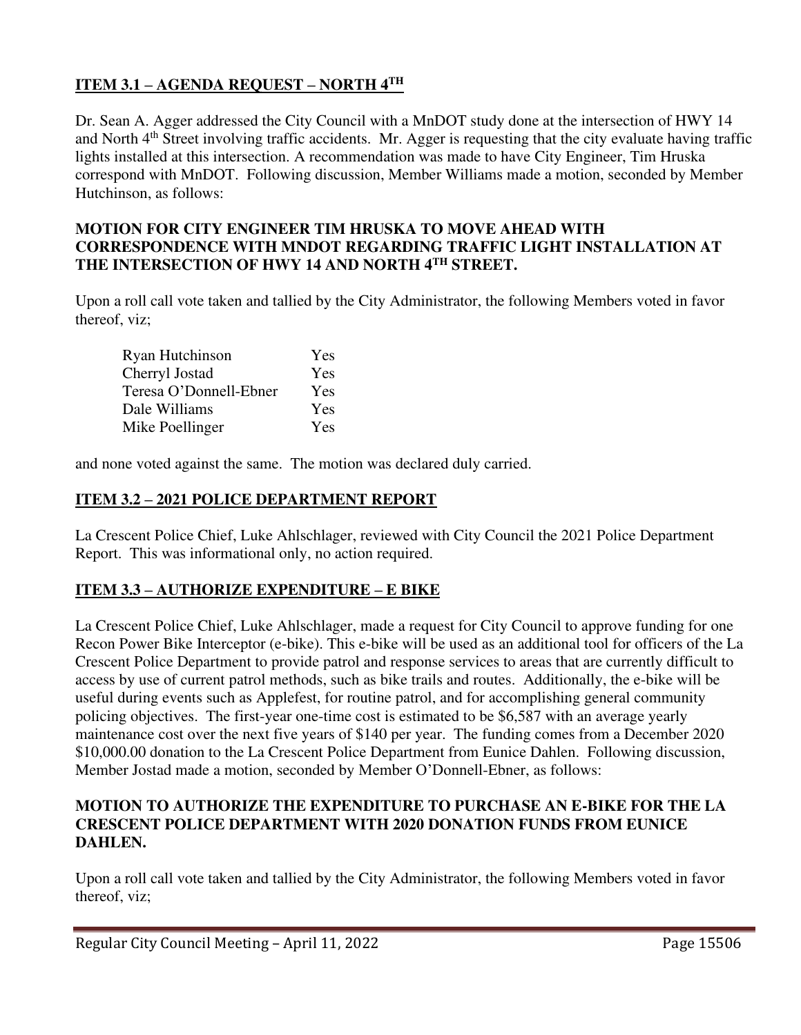**ITEM 3.1 – AGENDA REQUEST – NORTH 4TH**

Dr. Sean A. Agger addressed the City Council with a MnDOT study done at the intersection of HWY 14 and North 4th Street involving traffic accidents. Mr. Agger is requesting that the city evaluate having traffic lights installed at this intersection. A recommendation was made to have City Engineer, Tim Hruska correspond with MnDOT. Following discussion, Member Williams made a motion, seconded by Member Hutchinson, as follows:

**MOTION FOR CITY ENGINEER TIM HRUSKA TO MOVE AHEAD WITH CORRESPONDENCE WITH MNDOT REGARDING TRAFFIC LIGHT INSTALLATION AT THE INTERSECTION OF HWY 14 AND NORTH 4TH STREET.**

Upon a roll call vote taken and tallied by the City Administrator, the following Members voted in favor thereof, viz;

| | |
|---|---|
| Ryan Hutchinson | Yes |
| Cherryl Jostad | Yes |
| Teresa O'Donnell-Ebner | Yes |
| Dale Williams | Yes |
| Mike Poellinger | Yes |

and none voted against the same. The motion was declared duly carried.

**ITEM 3.2 – 2021 POLICE DEPARTMENT REPORT**

La Crescent Police Chief, Luke Ahlschlager, reviewed with City Council the 2021 Police Department Report. This was informational only, no action required.

**ITEM 3.3 – AUTHORIZE EXPENDITURE – E BIKE**

La Crescent Police Chief, Luke Ahlschlager, made a request for City Council to approve funding for one Recon Power Bike Interceptor (e-bike). This e-bike will be used as an additional tool for officers of the La Crescent Police Department to provide patrol and response services to areas that are currently difficult to access by use of current patrol methods, such as bike trails and routes. Additionally, the e-bike will be useful during events such as Applefest, for routine patrol, and for accomplishing general community policing objectives. The first-year one-time cost is estimated to be $6,587 with an average yearly maintenance cost over the next five years of $140 per year. The funding comes from a December 2020 $10,000.00 donation to the La Crescent Police Department from Eunice Dahlen. Following discussion, Member Jostad made a motion, seconded by Member O'Donnell-Ebner, as follows:

**MOTION TO AUTHORIZE THE EXPENDITURE TO PURCHASE AN E-BIKE FOR THE LA CRESCENT POLICE DEPARTMENT WITH 2020 DONATION FUNDS FROM EUNICE DAHLEN.**

Upon a roll call vote taken and tallied by the City Administrator, the following Members voted in favor thereof, viz;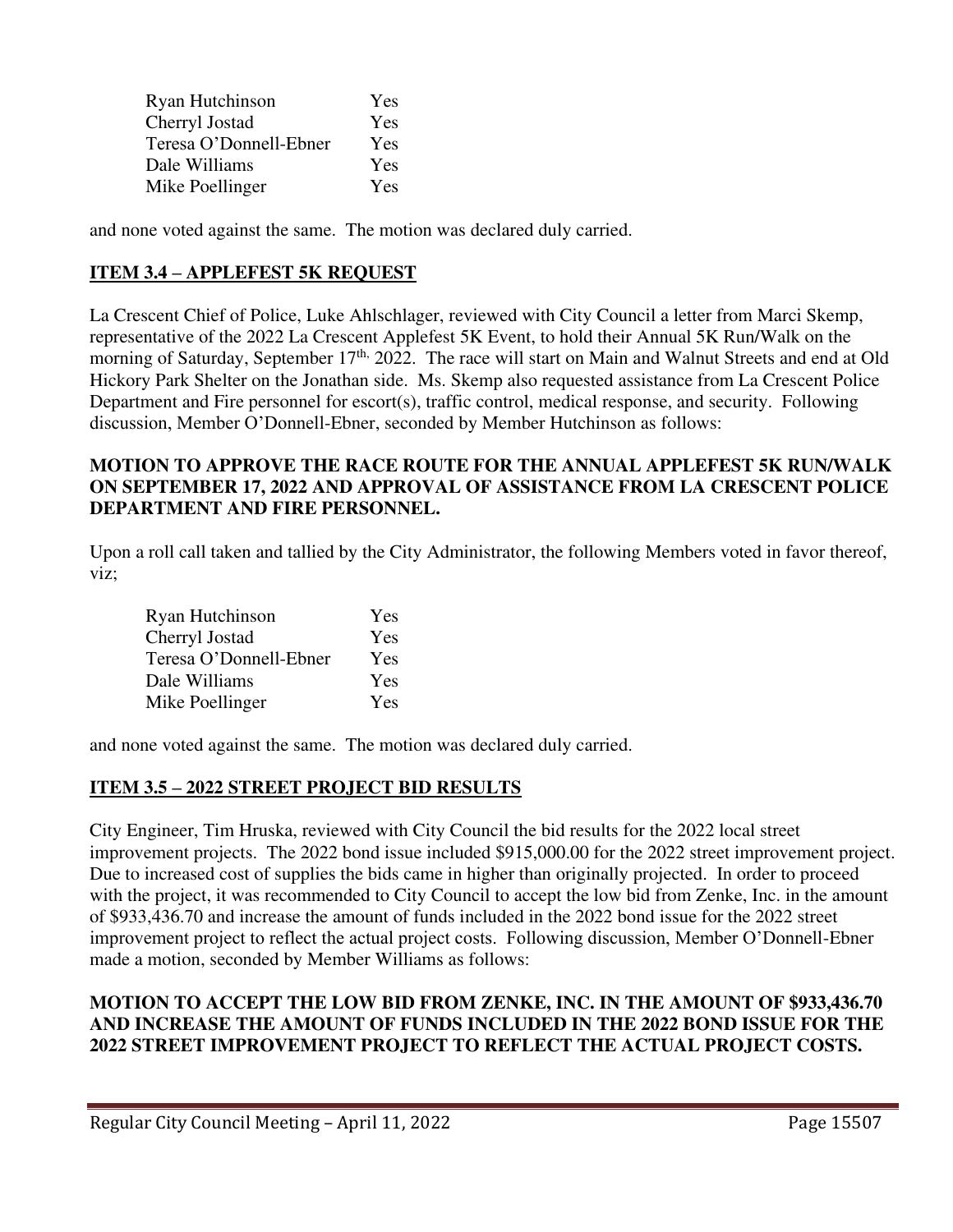| | |
|---|---|
| Ryan Hutchinson | Yes |
| Cherryl Jostad | Yes |
| Teresa O'Donnell-Ebner | Yes |
| Dale Williams | Yes |
| Mike Poellinger | Yes |

and none voted against the same. The motion was declared duly carried.

## ITEM 3.4 – APPLEFEST 5K REQUEST

La Crescent Chief of Police, Luke Ahlschlager, reviewed with City Council a letter from Marci Skemp, representative of the 2022 La Crescent Applefest 5K Event, to hold their Annual 5K Run/Walk on the morning of Saturday, September 17th, 2022. The race will start on Main and Walnut Streets and end at Old Hickory Park Shelter on the Jonathan side. Ms. Skemp also requested assistance from La Crescent Police Department and Fire personnel for escort(s), traffic control, medical response, and security. Following discussion, Member O'Donnell-Ebner, seconded by Member Hutchinson as follows:

**MOTION TO APPROVE THE RACE ROUTE FOR THE ANNUAL APPLEFEST 5K RUN/WALK ON SEPTEMBER 17, 2022 AND APPROVAL OF ASSISTANCE FROM LA CRESCENT POLICE DEPARTMENT AND FIRE PERSONNEL.**

Upon a roll call taken and tallied by the City Administrator, the following Members voted in favor thereof, viz;

| | |
|---|---|
| Ryan Hutchinson | Yes |
| Cherryl Jostad | Yes |
| Teresa O'Donnell-Ebner | Yes |
| Dale Williams | Yes |
| Mike Poellinger | Yes |

and none voted against the same. The motion was declared duly carried.

## ITEM 3.5 – 2022 STREET PROJECT BID RESULTS

City Engineer, Tim Hruska, reviewed with City Council the bid results for the 2022 local street improvement projects. The 2022 bond issue included $915,000.00 for the 2022 street improvement project. Due to increased cost of supplies the bids came in higher than originally projected. In order to proceed with the project, it was recommended to City Council to accept the low bid from Zenke, Inc. in the amount of $933,436.70 and increase the amount of funds included in the 2022 bond issue for the 2022 street improvement project to reflect the actual project costs. Following discussion, Member O'Donnell-Ebner made a motion, seconded by Member Williams as follows:

**MOTION TO ACCEPT THE LOW BID FROM ZENKE, INC. IN THE AMOUNT OF $933,436.70 AND INCREASE THE AMOUNT OF FUNDS INCLUDED IN THE 2022 BOND ISSUE FOR THE 2022 STREET IMPROVEMENT PROJECT TO REFLECT THE ACTUAL PROJECT COSTS.**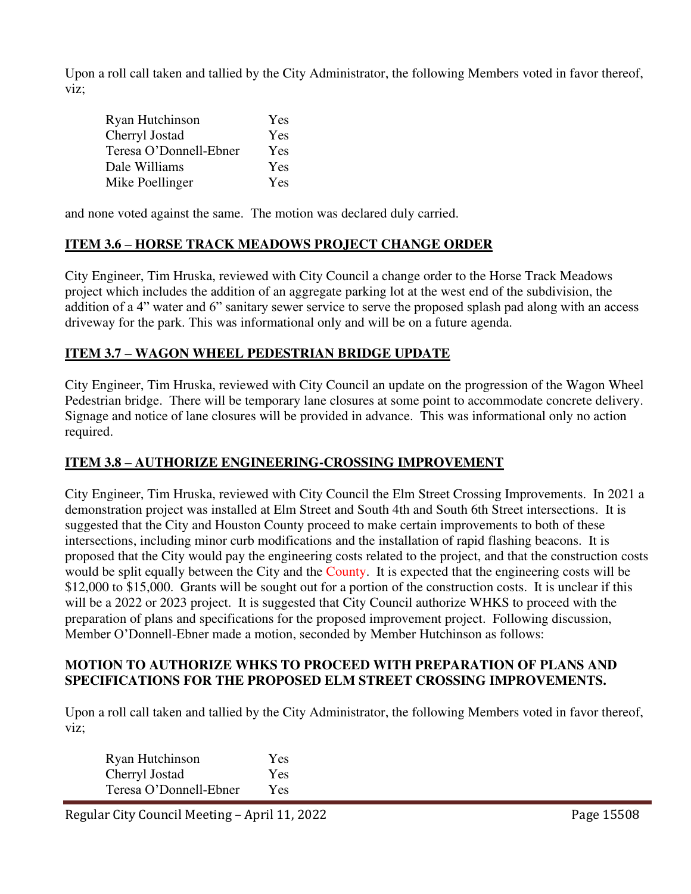Upon a roll call taken and tallied by the City Administrator, the following Members voted in favor thereof, viz;

| | |
|---|---|
| Ryan Hutchinson | Yes |
| Cherryl Jostad | Yes |
| Teresa O'Donnell-Ebner | Yes |
| Dale Williams | Yes |
| Mike Poellinger | Yes |

and none voted against the same. The motion was declared duly carried.

## ITEM 3.6 – HORSE TRACK MEADOWS PROJECT CHANGE ORDER

City Engineer, Tim Hruska, reviewed with City Council a change order to the Horse Track Meadows project which includes the addition of an aggregate parking lot at the west end of the subdivision, the addition of a 4" water and 6" sanitary sewer service to serve the proposed splash pad along with an access driveway for the park. This was informational only and will be on a future agenda.

## ITEM 3.7 – WAGON WHEEL PEDESTRIAN BRIDGE UPDATE

City Engineer, Tim Hruska, reviewed with City Council an update on the progression of the Wagon Wheel Pedestrian bridge. There will be temporary lane closures at some point to accommodate concrete delivery. Signage and notice of lane closures will be provided in advance. This was informational only no action required.

## ITEM 3.8 – AUTHORIZE ENGINEERING-CROSSING IMPROVEMENT

City Engineer, Tim Hruska, reviewed with City Council the Elm Street Crossing Improvements. In 2021 a demonstration project was installed at Elm Street and South 4th and South 6th Street intersections. It is suggested that the City and Houston County proceed to make certain improvements to both of these intersections, including minor curb modifications and the installation of rapid flashing beacons. It is proposed that the City would pay the engineering costs related to the project, and that the construction costs would be split equally between the City and the County. It is expected that the engineering costs will be $12,000 to $15,000. Grants will be sought out for a portion of the construction costs. It is unclear if this will be a 2022 or 2023 project. It is suggested that City Council authorize WHKS to proceed with the preparation of plans and specifications for the proposed improvement project. Following discussion, Member O'Donnell-Ebner made a motion, seconded by Member Hutchinson as follows:

**MOTION TO AUTHORIZE WHKS TO PROCEED WITH PREPARATION OF PLANS AND SPECIFICATIONS FOR THE PROPOSED ELM STREET CROSSING IMPROVEMENTS.**

Upon a roll call taken and tallied by the City Administrator, the following Members voted in favor thereof, viz;

| | |
|---|---|
| Ryan Hutchinson | Yes |
| Cherryl Jostad | Yes |
| Teresa O'Donnell-Ebner | Yes |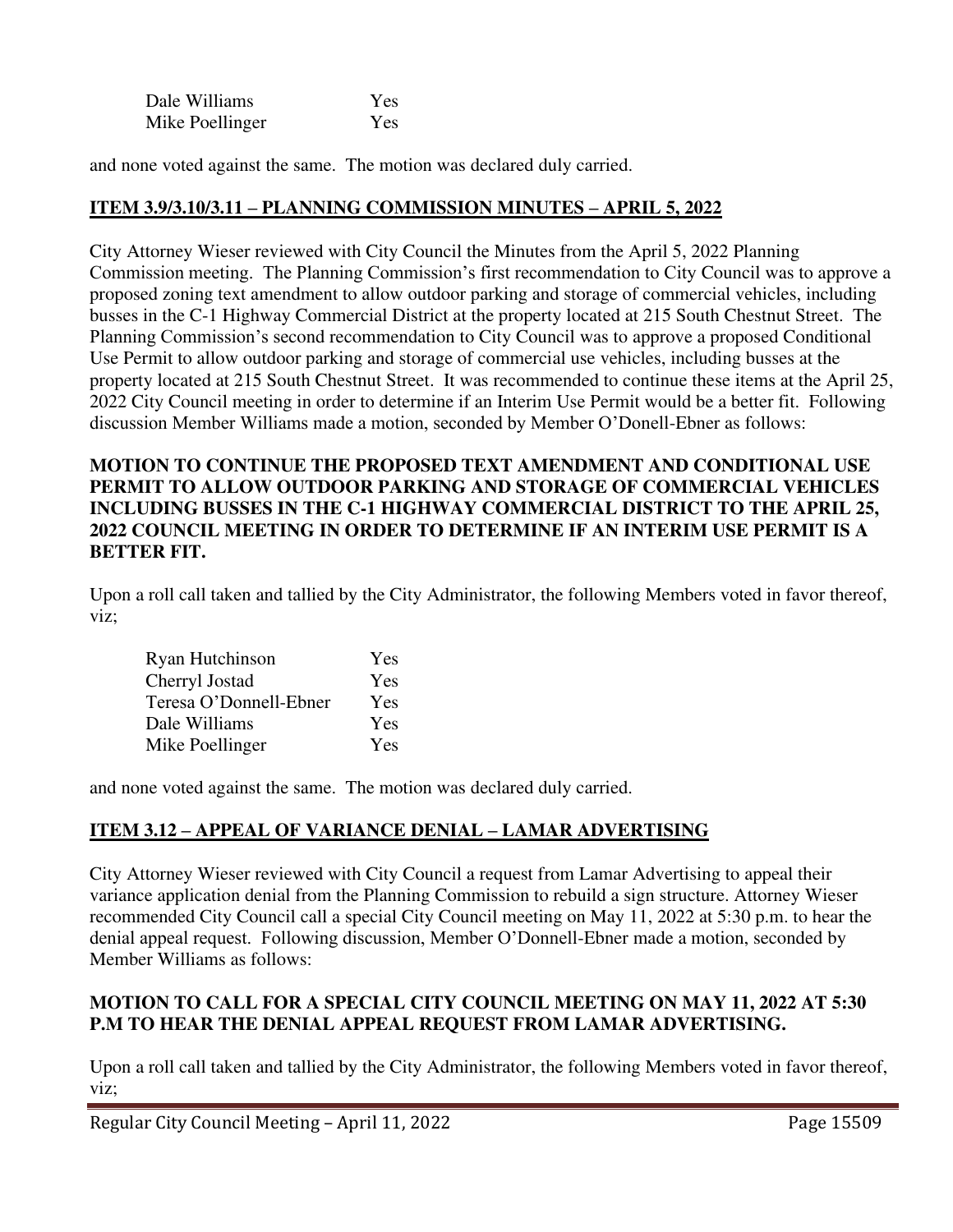| | |
|---|---|
| Dale Williams | Yes |
| Mike Poellinger | Yes |

and none voted against the same. The motion was declared duly carried.

## ITEM 3.9/3.10/3.11 – PLANNING COMMISSION MINUTES – APRIL 5, 2022

City Attorney Wieser reviewed with City Council the Minutes from the April 5, 2022 Planning Commission meeting. The Planning Commission's first recommendation to City Council was to approve a proposed zoning text amendment to allow outdoor parking and storage of commercial vehicles, including busses in the C-1 Highway Commercial District at the property located at 215 South Chestnut Street. The Planning Commission's second recommendation to City Council was to approve a proposed Conditional Use Permit to allow outdoor parking and storage of commercial use vehicles, including busses at the property located at 215 South Chestnut Street. It was recommended to continue these items at the April 25, 2022 City Council meeting in order to determine if an Interim Use Permit would be a better fit. Following discussion Member Williams made a motion, seconded by Member O'Donell-Ebner as follows:

**MOTION TO CONTINUE THE PROPOSED TEXT AMENDMENT AND CONDITIONAL USE PERMIT TO ALLOW OUTDOOR PARKING AND STORAGE OF COMMERCIAL VEHICLES INCLUDING BUSSES IN THE C-1 HIGHWAY COMMERCIAL DISTRICT TO THE APRIL 25, 2022 COUNCIL MEETING IN ORDER TO DETERMINE IF AN INTERIM USE PERMIT IS A BETTER FIT.**

Upon a roll call taken and tallied by the City Administrator, the following Members voted in favor thereof, viz;

| | |
|---|---|
| Ryan Hutchinson | Yes |
| Cherryl Jostad | Yes |
| Teresa O'Donnell-Ebner | Yes |
| Dale Williams | Yes |
| Mike Poellinger | Yes |

and none voted against the same. The motion was declared duly carried.

## ITEM 3.12 – APPEAL OF VARIANCE DENIAL – LAMAR ADVERTISING

City Attorney Wieser reviewed with City Council a request from Lamar Advertising to appeal their variance application denial from the Planning Commission to rebuild a sign structure. Attorney Wieser recommended City Council call a special City Council meeting on May 11, 2022 at 5:30 p.m. to hear the denial appeal request. Following discussion, Member O'Donnell-Ebner made a motion, seconded by Member Williams as follows:

**MOTION TO CALL FOR A SPECIAL CITY COUNCIL MEETING ON MAY 11, 2022 AT 5:30 P.M TO HEAR THE DENIAL APPEAL REQUEST FROM LAMAR ADVERTISING.**

Upon a roll call taken and tallied by the City Administrator, the following Members voted in favor thereof, viz;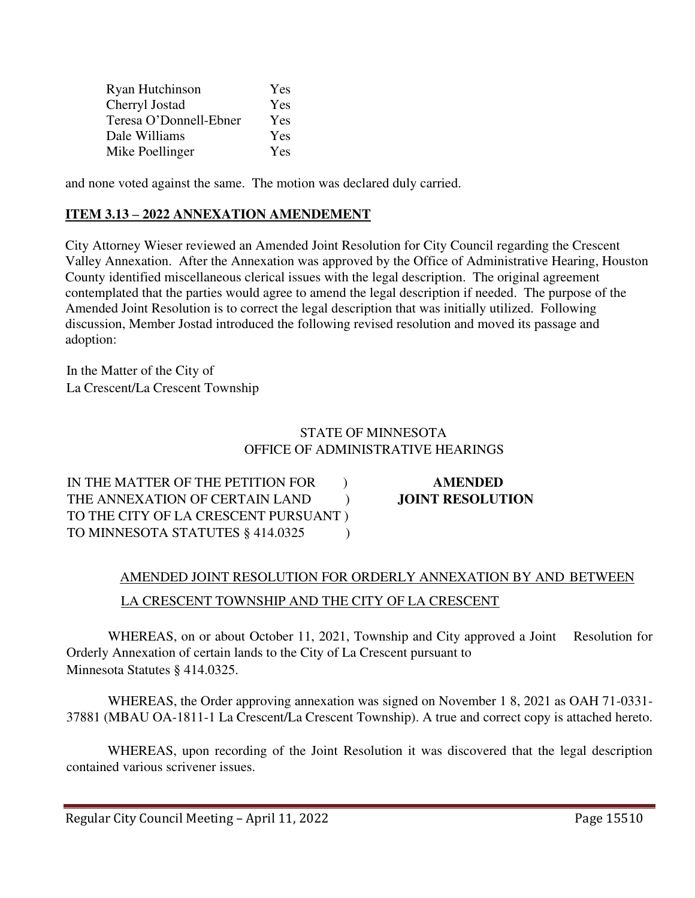| | |
|---|---|
| Ryan Hutchinson | Yes |
| Cherryl Jostad | Yes |
| Teresa O'Donnell-Ebner | Yes |
| Dale Williams | Yes |
| Mike Poellinger | Yes |

and none voted against the same. The motion was declared duly carried.

**ITEM 3.13 – 2022 ANNEXATION AMENDEMENT**

City Attorney Wieser reviewed an Amended Joint Resolution for City Council regarding the Crescent Valley Annexation. After the Annexation was approved by the Office of Administrative Hearing, Houston County identified miscellaneous clerical issues with the legal description. The original agreement contemplated that the parties would agree to amend the legal description if needed. The purpose of the Amended Joint Resolution is to correct the legal description that was initially utilized. Following discussion, Member Jostad introduced the following revised resolution and moved its passage and adoption:

In the Matter of the City of
La Crescent/La Crescent Township

STATE OF MINNESOTA
OFFICE OF ADMINISTRATIVE HEARINGS

| | |
|---|---|
| IN THE MATTER OF THE PETITION FOR )<br>THE ANNEXATION OF CERTAIN LAND )<br>TO THE CITY OF LA CRESCENT PURSUANT )<br>TO MINNESOTA STATUTES § 414.0325 ) | **AMENDED<br>JOINT RESOLUTION** |

AMENDED JOINT RESOLUTION FOR ORDERLY ANNEXATION BY AND BETWEEN LA CRESCENT TOWNSHIP AND THE CITY OF LA CRESCENT

WHEREAS, on or about October 11, 2021, Township and City approved a Joint Resolution for Orderly Annexation of certain lands to the City of La Crescent pursuant to Minnesota Statutes § 414.0325.

WHEREAS, the Order approving annexation was signed on November 1 8, 2021 as OAH 71-0331-37881 (MBAU OA-1811-1 La Crescent/La Crescent Township). A true and correct copy is attached hereto.

WHEREAS, upon recording of the Joint Resolution it was discovered that the legal description contained various scrivener issues.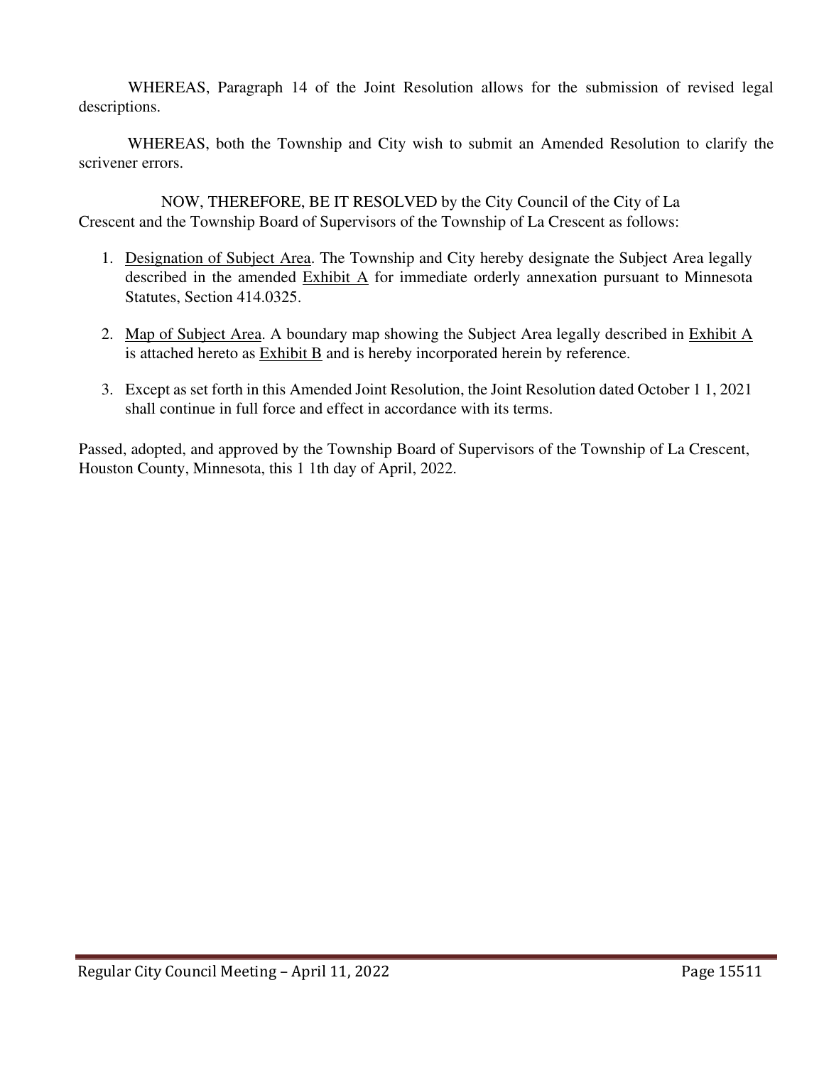WHEREAS, Paragraph 14 of the Joint Resolution allows for the submission of revised legal descriptions.

WHEREAS, both the Township and City wish to submit an Amended Resolution to clarify the scrivener errors.

NOW, THEREFORE, BE IT RESOLVED by the City Council of the City of La Crescent and the Township Board of Supervisors of the Township of La Crescent as follows:

1. Designation of Subject Area. The Township and City hereby designate the Subject Area legally described in the amended Exhibit A for immediate orderly annexation pursuant to Minnesota Statutes, Section 414.0325.
2. Map of Subject Area. A boundary map showing the Subject Area legally described in Exhibit A is attached hereto as Exhibit B and is hereby incorporated herein by reference.
3. Except as set forth in this Amended Joint Resolution, the Joint Resolution dated October 1 1, 2021 shall continue in full force and effect in accordance with its terms.

Passed, adopted, and approved by the Township Board of Supervisors of the Township of La Crescent, Houston County, Minnesota, this 1 1th day of April, 2022.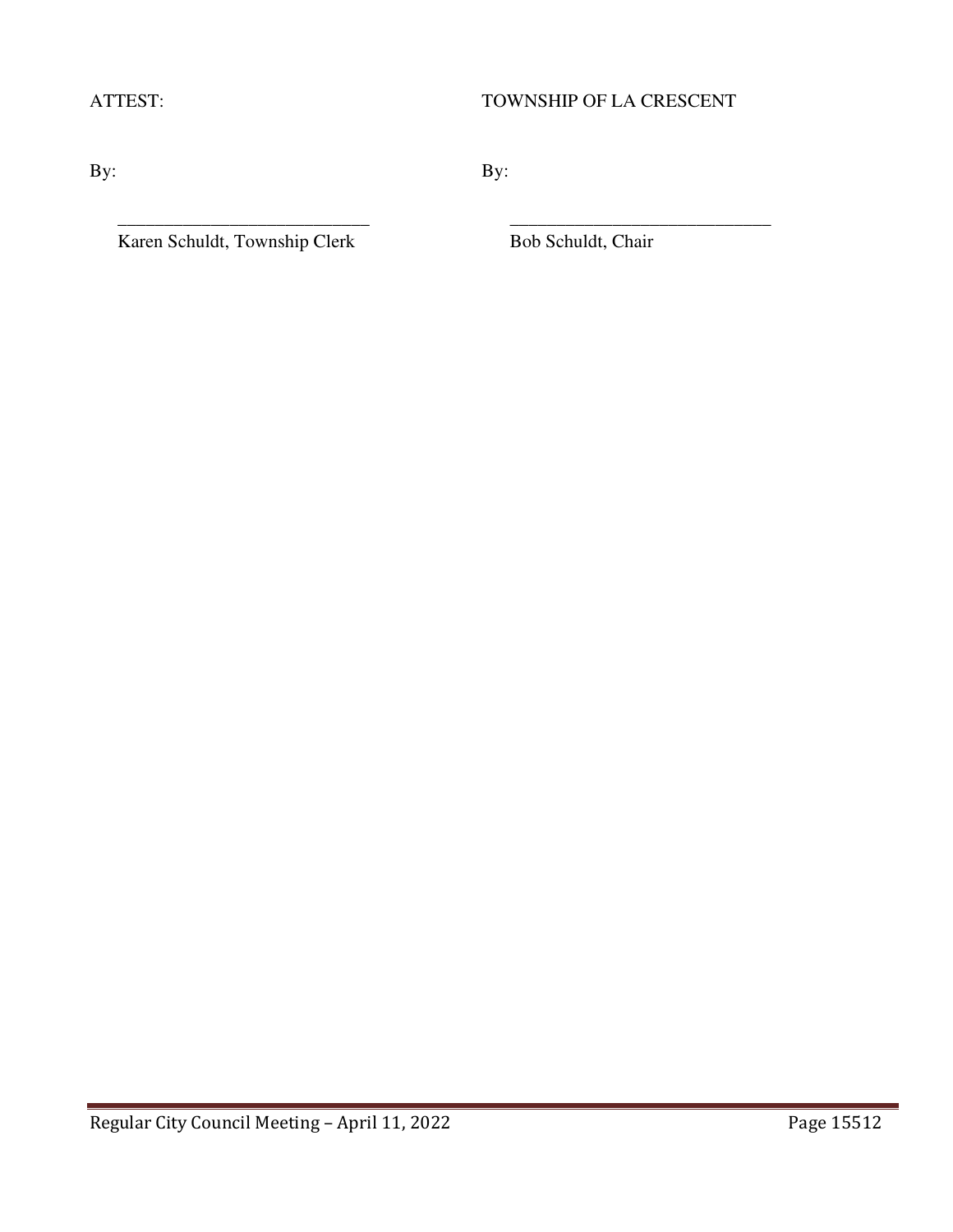ATTEST: TOWNSHIP OF LA CRESCENT

By: By:

\_\_\_\_\_\_\_\_\_\_\_\_\_\_\_\_\_\_\_\_\_\_\_\_\_\_\_\_ \_\_\_\_\_\_\_\_\_\_\_\_\_\_\_\_\_\_\_\_\_\_\_\_\_\_\_\_\_

Karen Schuldt, Township Clerk Bob Schuldt, Chair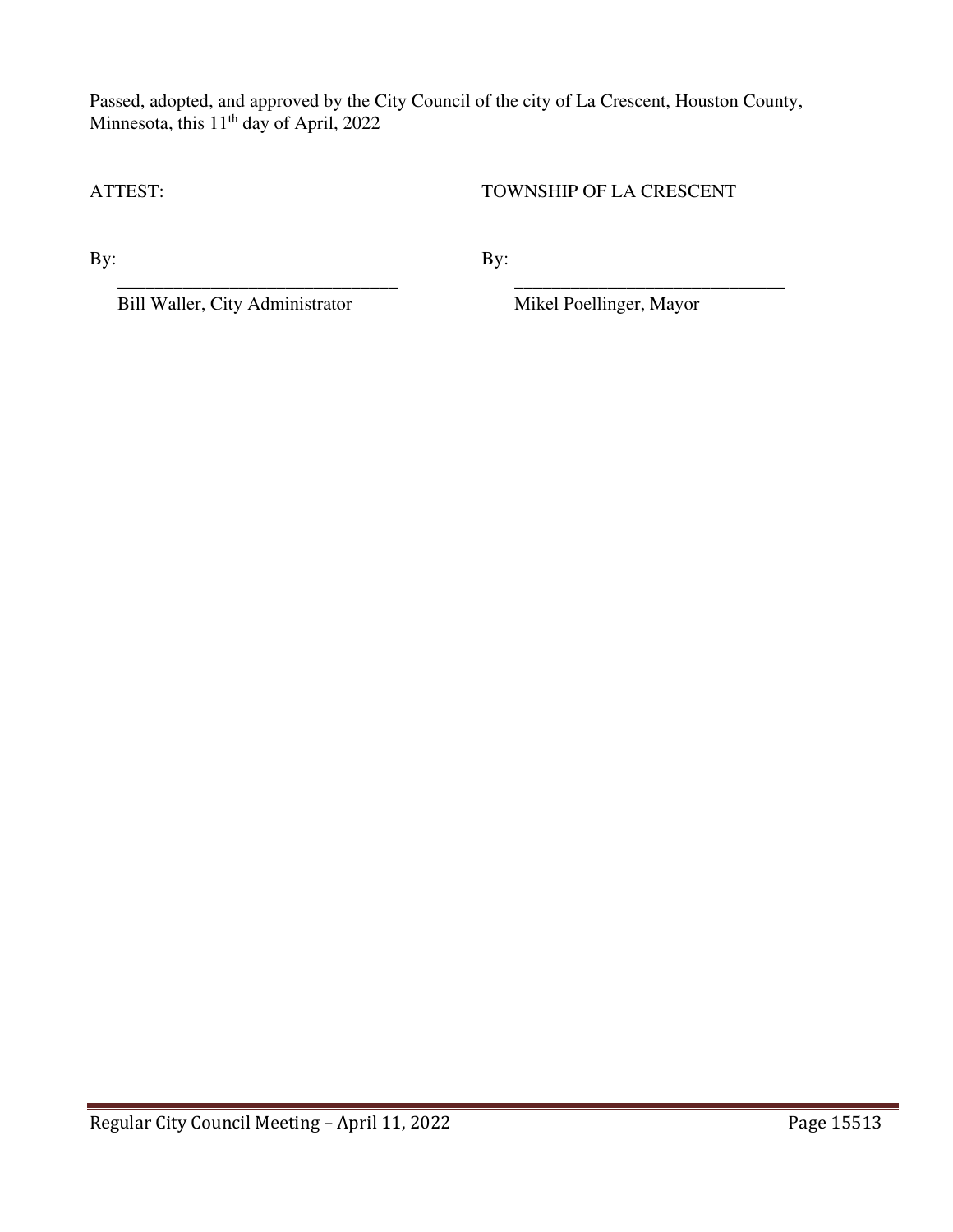Passed, adopted, and approved by the City Council of the city of La Crescent, Houston County, Minnesota, this 11th day of April, 2022

| ATTEST: | TOWNSHIP OF LA CRESCENT |
|---|---|
| By: ______________________________ | By: ______________________________ |
| Bill Waller, City Administrator | Mikel Poellinger, Mayor |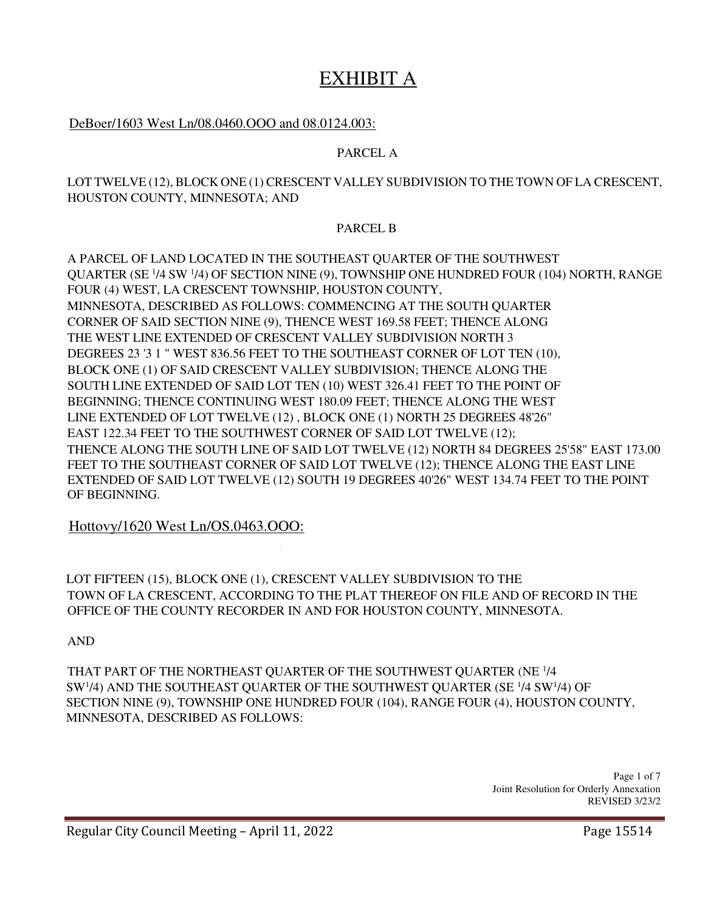# EXHIBIT A

DeBoer/1603 West Ln/08.0460.OOO and 08.0124.003:

PARCEL A

LOT TWELVE (12), BLOCK ONE (1) CRESCENT VALLEY SUBDIVISION TO THE TOWN OF LA CRESCENT, HOUSTON COUNTY, MINNESOTA; AND

PARCEL B

A PARCEL OF LAND LOCATED IN THE SOUTHEAST QUARTER OF THE SOUTHWEST QUARTER (SE 1/4 SW 1/4) OF SECTION NINE (9), TOWNSHIP ONE HUNDRED FOUR (104) NORTH, RANGE FOUR (4) WEST, LA CRESCENT TOWNSHIP, HOUSTON COUNTY, MINNESOTA, DESCRIBED AS FOLLOWS: COMMENCING AT THE SOUTH QUARTER CORNER OF SAID SECTION NINE (9), THENCE WEST 169.58 FEET; THENCE ALONG THE WEST LINE EXTENDED OF CRESCENT VALLEY SUBDIVISION NORTH 3 DEGREES 23 '3 1 " WEST 836.56 FEET TO THE SOUTHEAST CORNER OF LOT TEN (10), BLOCK ONE (1) OF SAID CRESCENT VALLEY SUBDIVISION; THENCE ALONG THE SOUTH LINE EXTENDED OF SAID LOT TEN (10) WEST 326.41 FEET TO THE POINT OF BEGINNING; THENCE CONTINUING WEST 180.09 FEET; THENCE ALONG THE WEST LINE EXTENDED OF LOT TWELVE (12) , BLOCK ONE (1) NORTH 25 DEGREES 48'26" EAST 122.34 FEET TO THE SOUTHWEST CORNER OF SAID LOT TWELVE (12); THENCE ALONG THE SOUTH LINE OF SAID LOT TWELVE (12) NORTH 84 DEGREES 25'58" EAST 173.00 FEET TO THE SOUTHEAST CORNER OF SAID LOT TWELVE (12); THENCE ALONG THE EAST LINE EXTENDED OF SAID LOT TWELVE (12) SOUTH 19 DEGREES 40'26" WEST 134.74 FEET TO THE POINT OF BEGINNING.

Hottovy/1620 West Ln/OS.0463.OOO:

LOT FIFTEEN (15), BLOCK ONE (1), CRESCENT VALLEY SUBDIVISION TO THE TOWN OF LA CRESCENT, ACCORDING TO THE PLAT THEREOF ON FILE AND OF RECORD IN THE OFFICE OF THE COUNTY RECORDER IN AND FOR HOUSTON COUNTY, MINNESOTA.

AND

THAT PART OF THE NORTHEAST QUARTER OF THE SOUTHWEST QUARTER (NE 1/4 SW1/4) AND THE SOUTHEAST QUARTER OF THE SOUTHWEST QUARTER (SE 1/4 SW1/4) OF SECTION NINE (9), TOWNSHIP ONE HUNDRED FOUR (104), RANGE FOUR (4), HOUSTON COUNTY, MINNESOTA, DESCRIBED AS FOLLOWS: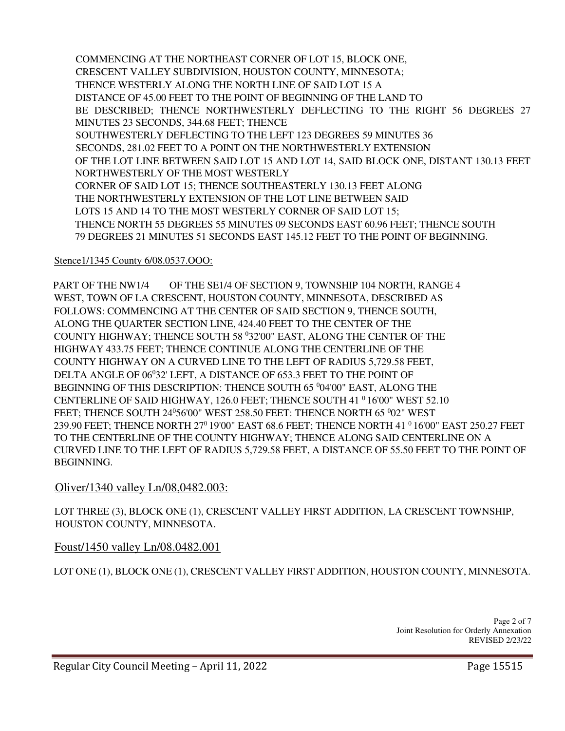COMMENCING AT THE NORTHEAST CORNER OF LOT 15, BLOCK ONE, CRESCENT VALLEY SUBDIVISION, HOUSTON COUNTY, MINNESOTA; THENCE WESTERLY ALONG THE NORTH LINE OF SAID LOT 15 A DISTANCE OF 45.00 FEET TO THE POINT OF BEGINNING OF THE LAND TO BE DESCRIBED; THENCE NORTHWESTERLY DEFLECTING TO THE RIGHT 56 DEGREES 27 MINUTES 23 SECONDS, 344.68 FEET; THENCE SOUTHWESTERLY DEFLECTING TO THE LEFT 123 DEGREES 59 MINUTES 36 SECONDS, 281.02 FEET TO A POINT ON THE NORTHWESTERLY EXTENSION OF THE LOT LINE BETWEEN SAID LOT 15 AND LOT 14, SAID BLOCK ONE, DISTANT 130.13 FEET NORTHWESTERLY OF THE MOST WESTERLY CORNER OF SAID LOT 15; THENCE SOUTHEASTERLY 130.13 FEET ALONG THE NORTHWESTERLY EXTENSION OF THE LOT LINE BETWEEN SAID LOTS 15 AND 14 TO THE MOST WESTERLY CORNER OF SAID LOT 15; THENCE NORTH 55 DEGREES 55 MINUTES 09 SECONDS EAST 60.96 FEET; THENCE SOUTH 79 DEGREES 21 MINUTES 51 SECONDS EAST 145.12 FEET TO THE POINT OF BEGINNING.

Stence1/1345 County 6/08.0537.OOO:

PART OF THE NW1/4 OF THE SE1/4 OF SECTION 9, TOWNSHIP 104 NORTH, RANGE 4 WEST, TOWN OF LA CRESCENT, HOUSTON COUNTY, MINNESOTA, DESCRIBED AS FOLLOWS: COMMENCING AT THE CENTER OF SAID SECTION 9, THENCE SOUTH, ALONG THE QUARTER SECTION LINE, 424.40 FEET TO THE CENTER OF THE COUNTY HIGHWAY; THENCE SOUTH 58 $^{0}$32'00" EAST, ALONG THE CENTER OF THE HIGHWAY 433.75 FEET; THENCE CONTINUE ALONG THE CENTERLINE OF THE COUNTY HIGHWAY ON A CURVED LINE TO THE LEFT OF RADIUS 5,729.58 FEET, DELTA ANGLE OF 06$^{0}$32' LEFT, A DISTANCE OF 653.3 FEET TO THE POINT OF BEGINNING OF THIS DESCRIPTION: THENCE SOUTH 65 $^{0}$04'00" EAST, ALONG THE CENTERLINE OF SAID HIGHWAY, 126.0 FEET; THENCE SOUTH 41 $^{0}$ 16'00" WEST 52.10 FEET; THENCE SOUTH 24$^{0}$56'00" WEST 258.50 FEET: THENCE NORTH 65 $^{0}$02" WEST 239.90 FEET; THENCE NORTH 27$^{0}$ 19'00" EAST 68.6 FEET; THENCE NORTH 41 $^{0}$ 16'00" EAST 250.27 FEET TO THE CENTERLINE OF THE COUNTY HIGHWAY; THENCE ALONG SAID CENTERLINE ON A CURVED LINE TO THE LEFT OF RADIUS 5,729.58 FEET, A DISTANCE OF 55.50 FEET TO THE POINT OF BEGINNING.

Oliver/1340 valley Ln/08,0482.003:

LOT THREE (3), BLOCK ONE (1), CRESCENT VALLEY FIRST ADDITION, LA CRESCENT TOWNSHIP, HOUSTON COUNTY, MINNESOTA.

Foust/1450 valley Ln/08.0482.001

LOT ONE (1), BLOCK ONE (1), CRESCENT VALLEY FIRST ADDITION, HOUSTON COUNTY, MINNESOTA.

Joint Resolution for Orderly Annexation
REVISED 2/23/22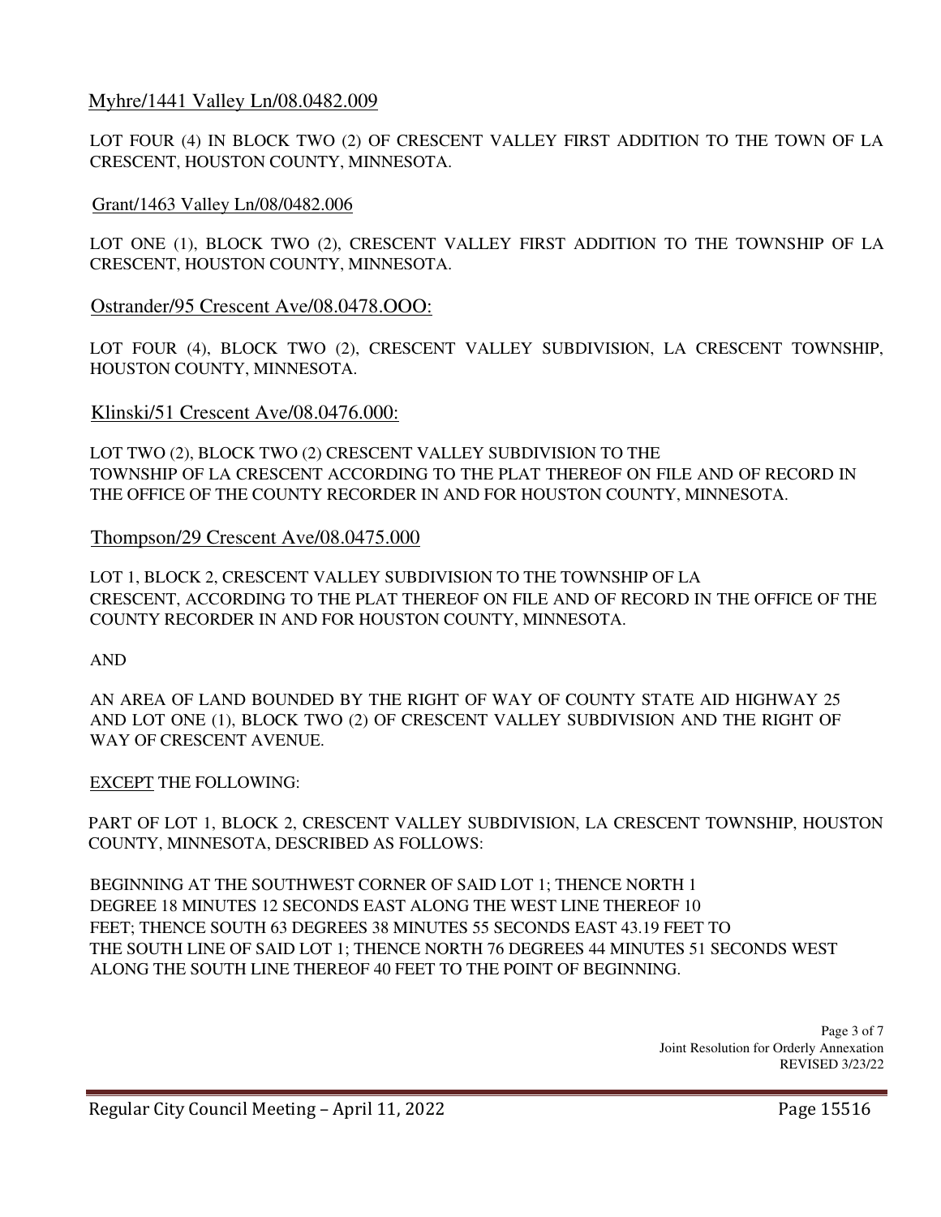Myhre/1441 Valley Ln/08.0482.009

LOT FOUR (4) IN BLOCK TWO (2) OF CRESCENT VALLEY FIRST ADDITION TO THE TOWN OF LA CRESCENT, HOUSTON COUNTY, MINNESOTA.

Grant/1463 Valley Ln/08/0482.006

LOT ONE (1), BLOCK TWO (2), CRESCENT VALLEY FIRST ADDITION TO THE TOWNSHIP OF LA CRESCENT, HOUSTON COUNTY, MINNESOTA.

Ostrander/95 Crescent Ave/08.0478.OOO:

LOT FOUR (4), BLOCK TWO (2), CRESCENT VALLEY SUBDIVISION, LA CRESCENT TOWNSHIP, HOUSTON COUNTY, MINNESOTA.

Klinski/51 Crescent Ave/08.0476.000:

LOT TWO (2), BLOCK TWO (2) CRESCENT VALLEY SUBDIVISION TO THE TOWNSHIP OF LA CRESCENT ACCORDING TO THE PLAT THEREOF ON FILE AND OF RECORD IN THE OFFICE OF THE COUNTY RECORDER IN AND FOR HOUSTON COUNTY, MINNESOTA.

Thompson/29 Crescent Ave/08.0475.000

LOT 1, BLOCK 2, CRESCENT VALLEY SUBDIVISION TO THE TOWNSHIP OF LA CRESCENT, ACCORDING TO THE PLAT THEREOF ON FILE AND OF RECORD IN THE OFFICE OF THE COUNTY RECORDER IN AND FOR HOUSTON COUNTY, MINNESOTA.

AND

AN AREA OF LAND BOUNDED BY THE RIGHT OF WAY OF COUNTY STATE AID HIGHWAY 25 AND LOT ONE (1), BLOCK TWO (2) OF CRESCENT VALLEY SUBDIVISION AND THE RIGHT OF WAY OF CRESCENT AVENUE.

EXCEPT THE FOLLOWING:

PART OF LOT 1, BLOCK 2, CRESCENT VALLEY SUBDIVISION, LA CRESCENT TOWNSHIP, HOUSTON COUNTY, MINNESOTA, DESCRIBED AS FOLLOWS:

BEGINNING AT THE SOUTHWEST CORNER OF SAID LOT 1; THENCE NORTH 1 DEGREE 18 MINUTES 12 SECONDS EAST ALONG THE WEST LINE THEREOF 10 FEET; THENCE SOUTH 63 DEGREES 38 MINUTES 55 SECONDS EAST 43.19 FEET TO THE SOUTH LINE OF SAID LOT 1; THENCE NORTH 76 DEGREES 44 MINUTES 51 SECONDS WEST ALONG THE SOUTH LINE THEREOF 40 FEET TO THE POINT OF BEGINNING.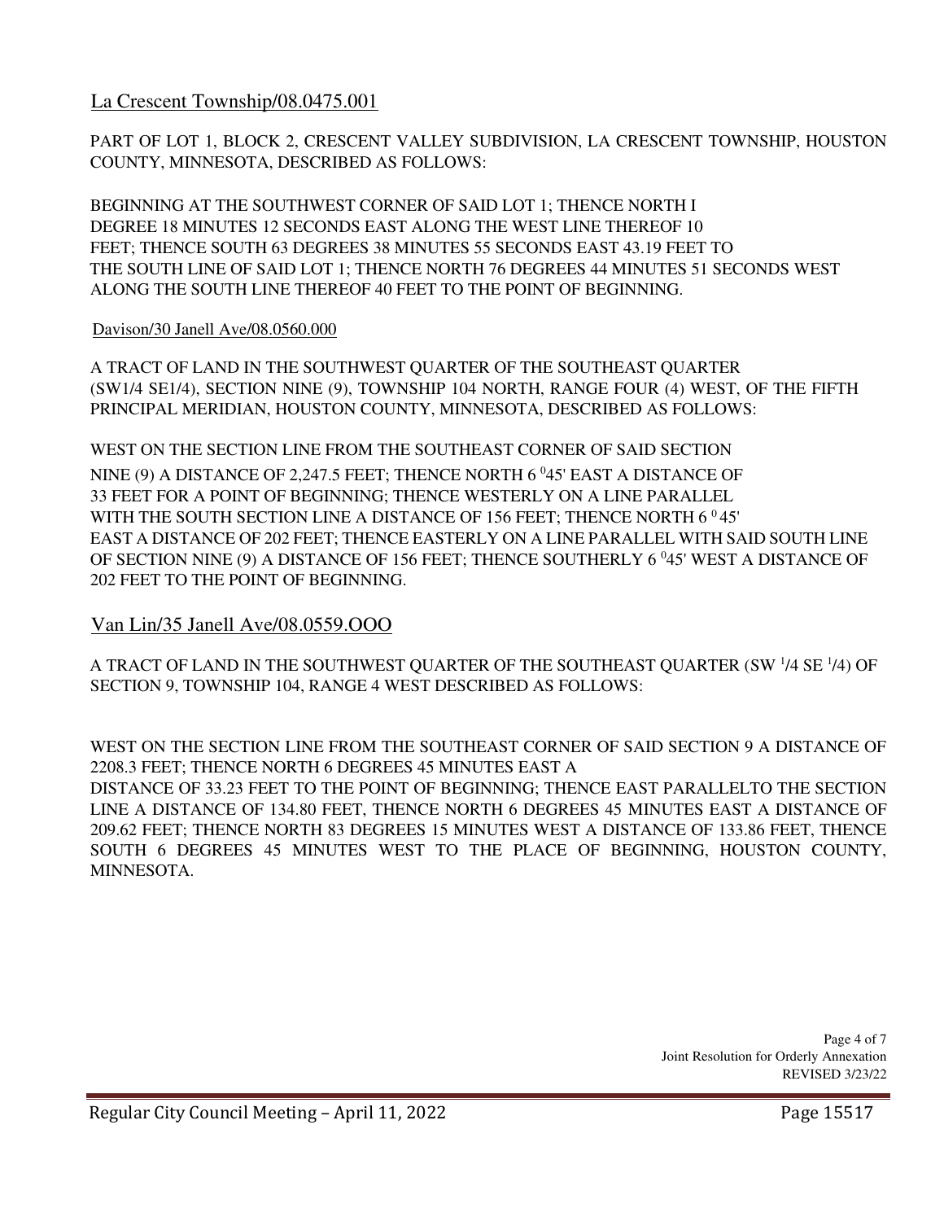La Crescent Township/08.0475.001

PART OF LOT 1, BLOCK 2, CRESCENT VALLEY SUBDIVISION, LA CRESCENT TOWNSHIP, HOUSTON COUNTY, MINNESOTA, DESCRIBED AS FOLLOWS:

BEGINNING AT THE SOUTHWEST CORNER OF SAID LOT 1; THENCE NORTH I DEGREE 18 MINUTES 12 SECONDS EAST ALONG THE WEST LINE THEREOF 10 FEET; THENCE SOUTH 63 DEGREES 38 MINUTES 55 SECONDS EAST 43.19 FEET TO THE SOUTH LINE OF SAID LOT 1; THENCE NORTH 76 DEGREES 44 MINUTES 51 SECONDS WEST ALONG THE SOUTH LINE THEREOF 40 FEET TO THE POINT OF BEGINNING.

Davison/30 Janell Ave/08.0560.000

A TRACT OF LAND IN THE SOUTHWEST QUARTER OF THE SOUTHEAST QUARTER (SW1/4 SE1/4), SECTION NINE (9), TOWNSHIP 104 NORTH, RANGE FOUR (4) WEST, OF THE FIFTH PRINCIPAL MERIDIAN, HOUSTON COUNTY, MINNESOTA, DESCRIBED AS FOLLOWS:

WEST ON THE SECTION LINE FROM THE SOUTHEAST CORNER OF SAID SECTION NINE (9) A DISTANCE OF 2,247.5 FEET; THENCE NORTH 6 $^{0}$45' EAST A DISTANCE OF 33 FEET FOR A POINT OF BEGINNING; THENCE WESTERLY ON A LINE PARALLEL WITH THE SOUTH SECTION LINE A DISTANCE OF 156 FEET; THENCE NORTH 6 $^{0}$45' EAST A DISTANCE OF 202 FEET; THENCE EASTERLY ON A LINE PARALLEL WITH SAID SOUTH LINE OF SECTION NINE (9) A DISTANCE OF 156 FEET; THENCE SOUTHERLY 6 $^{0}$45' WEST A DISTANCE OF 202 FEET TO THE POINT OF BEGINNING.

Van Lin/35 Janell Ave/08.0559.OOO

A TRACT OF LAND IN THE SOUTHWEST QUARTER OF THE SOUTHEAST QUARTER (SW 1/4 SE 1/4) OF SECTION 9, TOWNSHIP 104, RANGE 4 WEST DESCRIBED AS FOLLOWS:

WEST ON THE SECTION LINE FROM THE SOUTHEAST CORNER OF SAID SECTION 9 A DISTANCE OF 2208.3 FEET; THENCE NORTH 6 DEGREES 45 MINUTES EAST A DISTANCE OF 33.23 FEET TO THE POINT OF BEGINNING; THENCE EAST PARALLELTO THE SECTION LINE A DISTANCE OF 134.80 FEET, THENCE NORTH 6 DEGREES 45 MINUTES EAST A DISTANCE OF 209.62 FEET; THENCE NORTH 83 DEGREES 15 MINUTES WEST A DISTANCE OF 133.86 FEET, THENCE SOUTH 6 DEGREES 45 MINUTES WEST TO THE PLACE OF BEGINNING, HOUSTON COUNTY, MINNESOTA.

Joint Resolution for Orderly Annexation
REVISED 3/23/22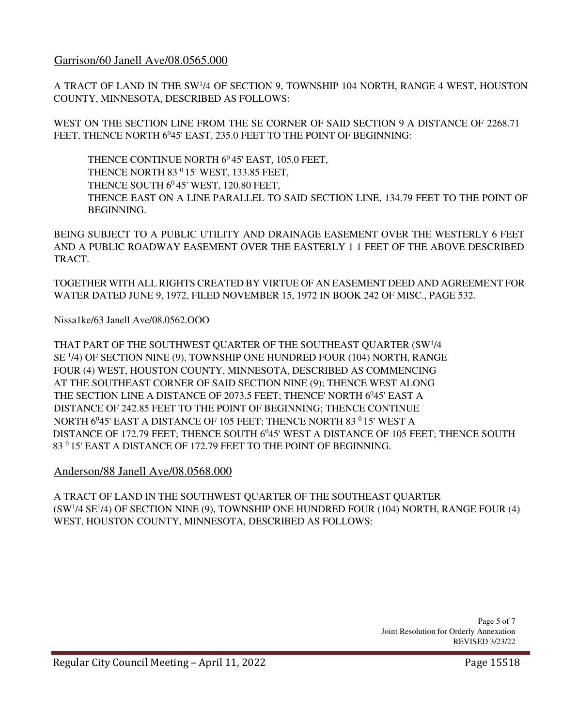Garrison/60 Janell Ave/08.0565.000

A TRACT OF LAND IN THE SW$^{1}$/4 OF SECTION 9, TOWNSHIP 104 NORTH, RANGE 4 WEST, HOUSTON COUNTY, MINNESOTA, DESCRIBED AS FOLLOWS:

WEST ON THE SECTION LINE FROM THE SE CORNER OF SAID SECTION 9 A DISTANCE OF 2268.71 FEET, THENCE NORTH $6^{0}$45' EAST, 235.0 FEET TO THE POINT OF BEGINNING:

THENCE CONTINUE NORTH $6^{0}$ 45' EAST, 105.0 FEET,
THENCE NORTH 83 $^{0}$ 15' WEST, 133.85 FEET,
THENCE SOUTH $6^{0}$ 45' WEST, 120.80 FEET,
THENCE EAST ON A LINE PARALLEL TO SAID SECTION LINE, 134.79 FEET TO THE POINT OF BEGINNING.

BEING SUBJECT TO A PUBLIC UTILITY AND DRAINAGE EASEMENT OVER THE WESTERLY 6 FEET AND A PUBLIC ROADWAY EASEMENT OVER THE EASTERLY 1 1 FEET OF THE ABOVE DESCRIBED TRACT.

TOGETHER WITH ALL RIGHTS CREATED BY VIRTUE OF AN EASEMENT DEED AND AGREEMENT FOR WATER DATED JUNE 9, 1972, FILED NOVEMBER 15, 1972 IN BOOK 242 OF MISC., PAGE 532.

Nissa1ke/63 Janell Ave/08.0562.OOO

THAT PART OF THE SOUTHWEST QUARTER OF THE SOUTHEAST QUARTER (SW$^{1}$/4 SE $^{1}$/4) OF SECTION NINE (9), TOWNSHIP ONE HUNDRED FOUR (104) NORTH, RANGE FOUR (4) WEST, HOUSTON COUNTY, MINNESOTA, DESCRIBED AS COMMENCING AT THE SOUTHEAST CORNER OF SAID SECTION NINE (9); THENCE WEST ALONG THE SECTION LINE A DISTANCE OF 2073.5 FEET; THENCE' NORTH $6^{0}$45' EAST A DISTANCE OF 242.85 FEET TO THE POINT OF BEGINNING; THENCE CONTINUE NORTH $6^{0}$45' EAST A DISTANCE OF 105 FEET; THENCE NORTH 83 $^{0}$ 15' WEST A DISTANCE OF 172.79 FEET; THENCE SOUTH $6^{0}$45' WEST A DISTANCE OF 105 FEET; THENCE SOUTH 83 $^{0}$ 15' EAST A DISTANCE OF 172.79 FEET TO THE POINT OF BEGINNING.

Anderson/88 Janell Ave/08.0568.000

A TRACT OF LAND IN THE SOUTHWEST QUARTER OF THE SOUTHEAST QUARTER (SW$^{1}$/4 SE$^{1}$/4) OF SECTION NINE (9), TOWNSHIP ONE HUNDRED FOUR (104) NORTH, RANGE FOUR (4) WEST, HOUSTON COUNTY, MINNESOTA, DESCRIBED AS FOLLOWS: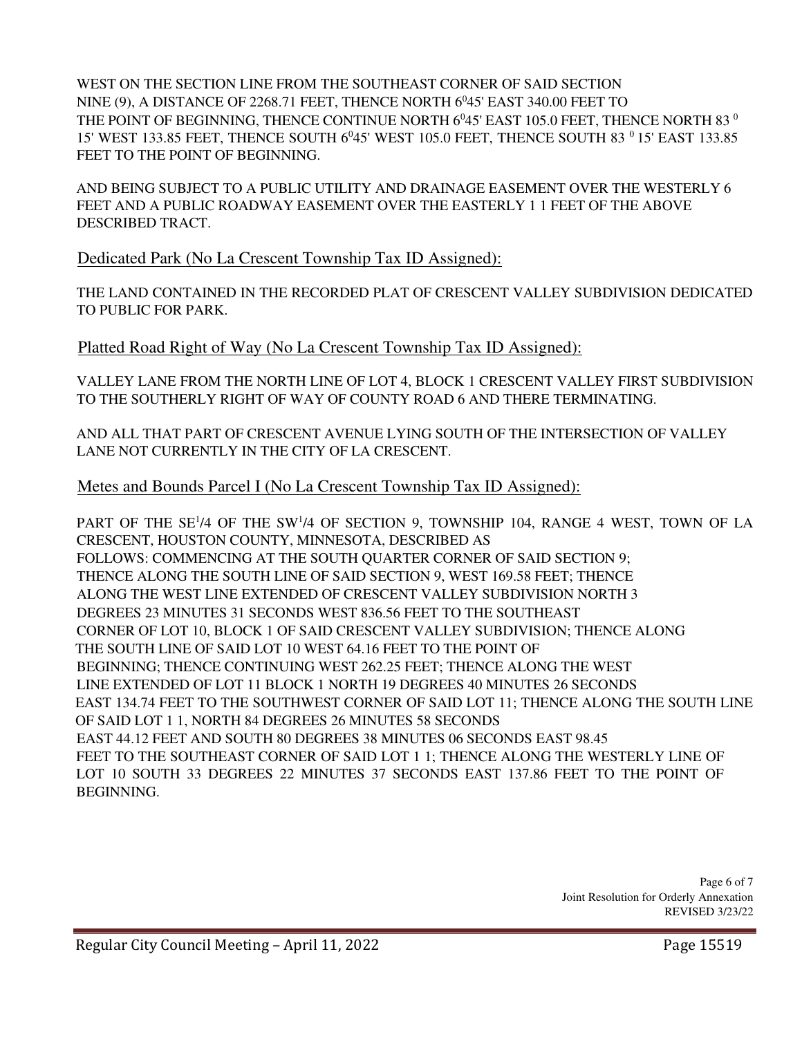WEST ON THE SECTION LINE FROM THE SOUTHEAST CORNER OF SAID SECTION NINE (9), A DISTANCE OF 2268.71 FEET, THENCE NORTH 6°45' EAST 340.00 FEET TO THE POINT OF BEGINNING, THENCE CONTINUE NORTH 6°45' EAST 105.0 FEET, THENCE NORTH 83° 15' WEST 133.85 FEET, THENCE SOUTH 6°45' WEST 105.0 FEET, THENCE SOUTH 83° 15' EAST 133.85 FEET TO THE POINT OF BEGINNING.

AND BEING SUBJECT TO A PUBLIC UTILITY AND DRAINAGE EASEMENT OVER THE WESTERLY 6 FEET AND A PUBLIC ROADWAY EASEMENT OVER THE EASTERLY 1 1 FEET OF THE ABOVE DESCRIBED TRACT.

Dedicated Park (No La Crescent Township Tax ID Assigned):

THE LAND CONTAINED IN THE RECORDED PLAT OF CRESCENT VALLEY SUBDIVISION DEDICATED TO PUBLIC FOR PARK.

Platted Road Right of Way (No La Crescent Township Tax ID Assigned):

VALLEY LANE FROM THE NORTH LINE OF LOT 4, BLOCK 1 CRESCENT VALLEY FIRST SUBDIVISION TO THE SOUTHERLY RIGHT OF WAY OF COUNTY ROAD 6 AND THERE TERMINATING.

AND ALL THAT PART OF CRESCENT AVENUE LYING SOUTH OF THE INTERSECTION OF VALLEY LANE NOT CURRENTLY IN THE CITY OF LA CRESCENT.

Metes and Bounds Parcel I (No La Crescent Township Tax ID Assigned):

PART OF THE SE1/4 OF THE SW1/4 OF SECTION 9, TOWNSHIP 104, RANGE 4 WEST, TOWN OF LA CRESCENT, HOUSTON COUNTY, MINNESOTA, DESCRIBED AS FOLLOWS: COMMENCING AT THE SOUTH QUARTER CORNER OF SAID SECTION 9; THENCE ALONG THE SOUTH LINE OF SAID SECTION 9, WEST 169.58 FEET; THENCE ALONG THE WEST LINE EXTENDED OF CRESCENT VALLEY SUBDIVISION NORTH 3 DEGREES 23 MINUTES 31 SECONDS WEST 836.56 FEET TO THE SOUTHEAST CORNER OF LOT 10, BLOCK 1 OF SAID CRESCENT VALLEY SUBDIVISION; THENCE ALONG THE SOUTH LINE OF SAID LOT 10 WEST 64.16 FEET TO THE POINT OF BEGINNING; THENCE CONTINUING WEST 262.25 FEET; THENCE ALONG THE WEST LINE EXTENDED OF LOT 11 BLOCK 1 NORTH 19 DEGREES 40 MINUTES 26 SECONDS EAST 134.74 FEET TO THE SOUTHWEST CORNER OF SAID LOT 11; THENCE ALONG THE SOUTH LINE OF SAID LOT 1 1, NORTH 84 DEGREES 26 MINUTES 58 SECONDS EAST 44.12 FEET AND SOUTH 80 DEGREES 38 MINUTES 06 SECONDS EAST 98.45 FEET TO THE SOUTHEAST CORNER OF SAID LOT 1 1; THENCE ALONG THE WESTERLY LINE OF LOT 10 SOUTH 33 DEGREES 22 MINUTES 37 SECONDS EAST 137.86 FEET TO THE POINT OF BEGINNING.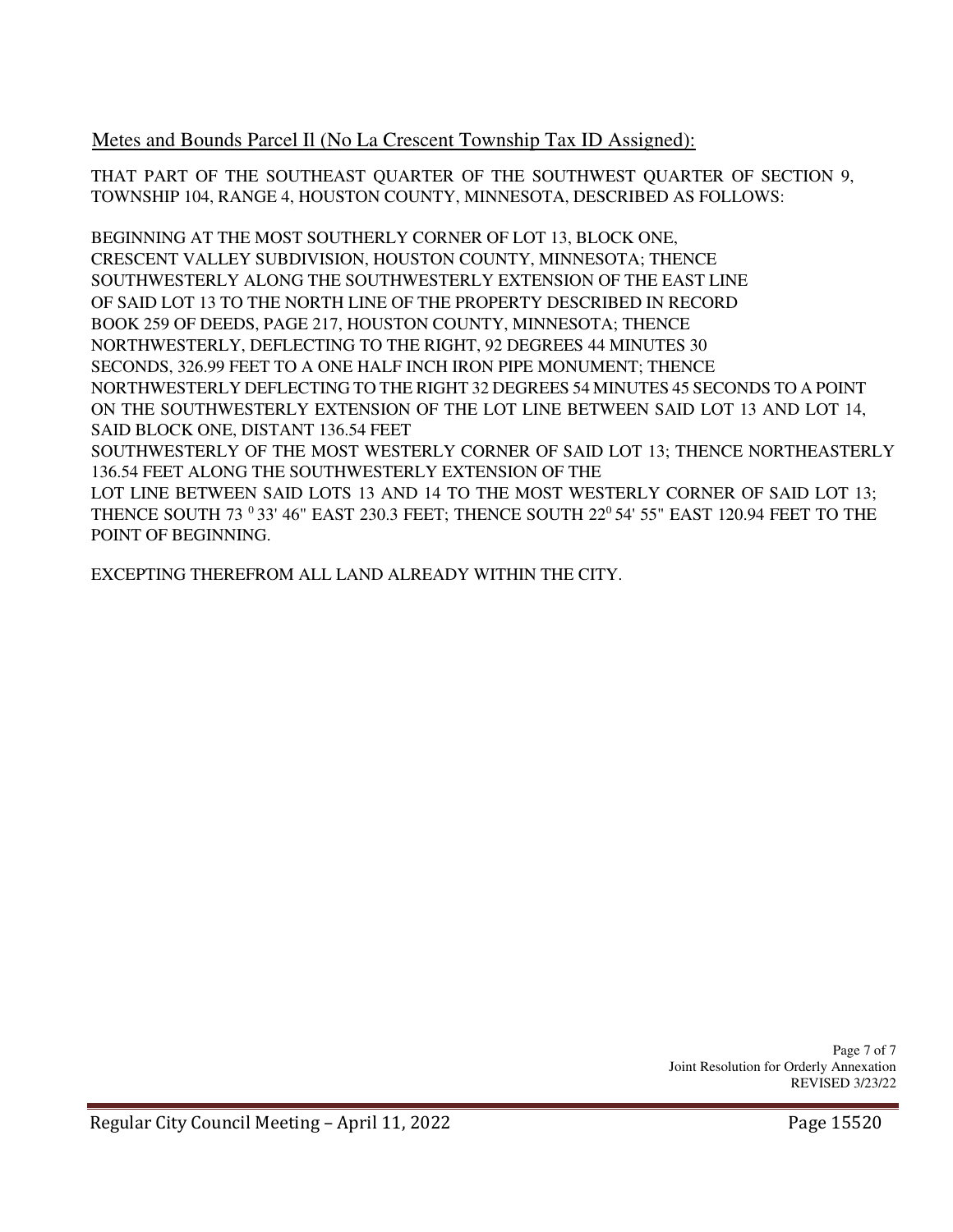Metes and Bounds Parcel Il (No La Crescent Township Tax ID Assigned):

THAT PART OF THE SOUTHEAST QUARTER OF THE SOUTHWEST QUARTER OF SECTION 9, TOWNSHIP 104, RANGE 4, HOUSTON COUNTY, MINNESOTA, DESCRIBED AS FOLLOWS:

BEGINNING AT THE MOST SOUTHERLY CORNER OF LOT 13, BLOCK ONE, CRESCENT VALLEY SUBDIVISION, HOUSTON COUNTY, MINNESOTA; THENCE SOUTHWESTERLY ALONG THE SOUTHWESTERLY EXTENSION OF THE EAST LINE OF SAID LOT 13 TO THE NORTH LINE OF THE PROPERTY DESCRIBED IN RECORD BOOK 259 OF DEEDS, PAGE 217, HOUSTON COUNTY, MINNESOTA; THENCE NORTHWESTERLY, DEFLECTING TO THE RIGHT, 92 DEGREES 44 MINUTES 30 SECONDS, 326.99 FEET TO A ONE HALF INCH IRON PIPE MONUMENT; THENCE NORTHWESTERLY DEFLECTING TO THE RIGHT 32 DEGREES 54 MINUTES 45 SECONDS TO A POINT ON THE SOUTHWESTERLY EXTENSION OF THE LOT LINE BETWEEN SAID LOT 13 AND LOT 14, SAID BLOCK ONE, DISTANT 136.54 FEET SOUTHWESTERLY OF THE MOST WESTERLY CORNER OF SAID LOT 13; THENCE NORTHEASTERLY 136.54 FEET ALONG THE SOUTHWESTERLY EXTENSION OF THE LOT LINE BETWEEN SAID LOTS 13 AND 14 TO THE MOST WESTERLY CORNER OF SAID LOT 13; THENCE SOUTH 73° 33' 46" EAST 230.3 FEET; THENCE SOUTH 22° 54' 55" EAST 120.94 FEET TO THE POINT OF BEGINNING.

EXCEPTING THEREFROM ALL LAND ALREADY WITHIN THE CITY.

Joint Resolution for Orderly Annexation
REVISED 3/23/22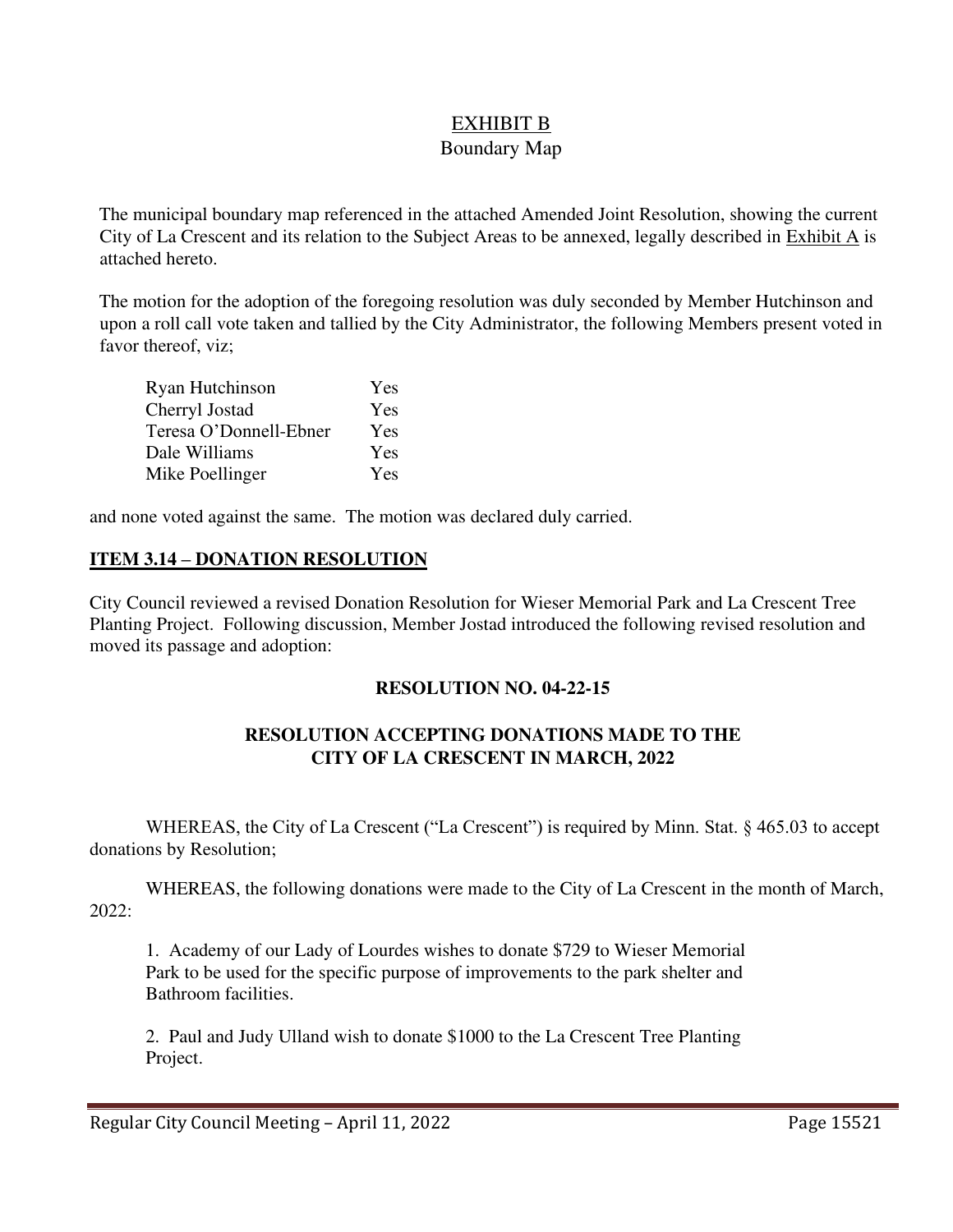<u>EXHIBIT B</u>

Boundary Map

The municipal boundary map referenced in the attached Amended Joint Resolution, showing the current City of La Crescent and its relation to the Subject Areas to be annexed, legally described in <u>Exhibit A</u> is attached hereto.

The motion for the adoption of the foregoing resolution was duly seconded by Member Hutchinson and upon a roll call vote taken and tallied by the City Administrator, the following Members present voted in favor thereof, viz;

| | |
|---|---|
| Ryan Hutchinson | Yes |
| Cherryl Jostad | Yes |
| Teresa O'Donnell-Ebner | Yes |
| Dale Williams | Yes |
| Mike Poellinger | Yes |

and none voted against the same. The motion was declared duly carried.

## ITEM 3.14 – DONATION RESOLUTION

City Council reviewed a revised Donation Resolution for Wieser Memorial Park and La Crescent Tree Planting Project. Following discussion, Member Jostad introduced the following revised resolution and moved its passage and adoption:

**RESOLUTION NO. 04-22-15**

**RESOLUTION ACCEPTING DONATIONS MADE TO THE CITY OF LA CRESCENT IN MARCH, 2022**

WHEREAS, the City of La Crescent ("La Crescent") is required by Minn. Stat. § 465.03 to accept donations by Resolution;

WHEREAS, the following donations were made to the City of La Crescent in the month of March, 2022:

1. Academy of our Lady of Lourdes wishes to donate $729 to Wieser Memorial Park to be used for the specific purpose of improvements to the park shelter and Bathroom facilities.

2. Paul and Judy Ulland wish to donate $1000 to the La Crescent Tree Planting Project.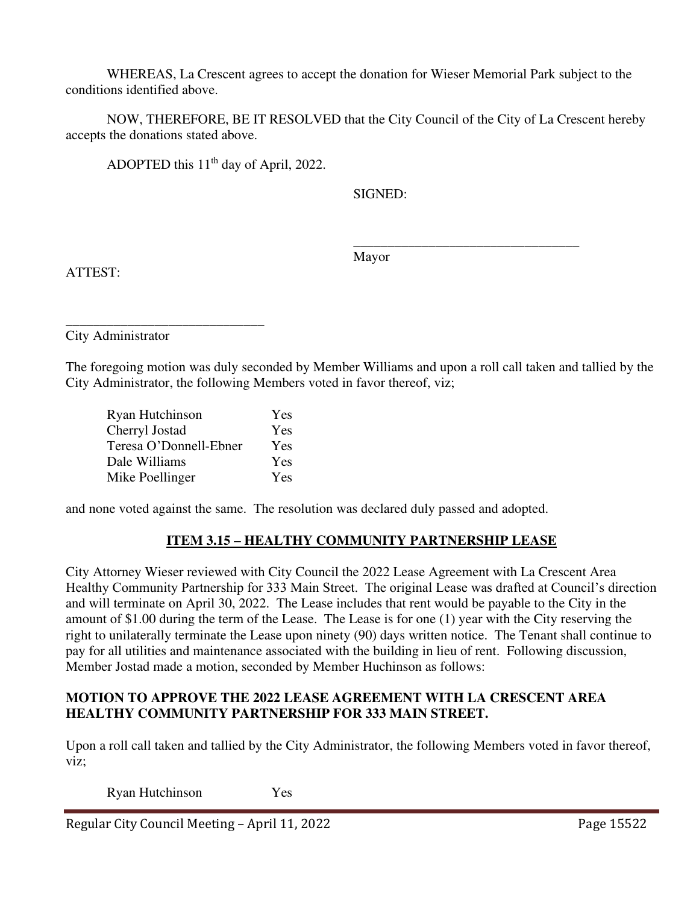WHEREAS, La Crescent agrees to accept the donation for Wieser Memorial Park subject to the conditions identified above.

NOW, THEREFORE, BE IT RESOLVED that the City Council of the City of La Crescent hereby accepts the donations stated above.

ADOPTED this 11th day of April, 2022.

SIGNED:

\_\_\_\_\_\_\_\_\_\_\_\_\_\_\_\_\_\_\_\_\_\_\_\_\_\_\_\_\_\_\_\_\_\_
Mayor

ATTEST:

\_\_\_\_\_\_\_\_\_\_\_\_\_\_\_\_\_\_\_\_\_\_\_\_\_\_\_\_\_\_
City Administrator

The foregoing motion was duly seconded by Member Williams and upon a roll call taken and tallied by the City Administrator, the following Members voted in favor thereof, viz;

| | |
|---|---|
| Ryan Hutchinson | Yes |
| Cherryl Jostad | Yes |
| Teresa O'Donnell-Ebner | Yes |
| Dale Williams | Yes |
| Mike Poellinger | Yes |

and none voted against the same. The resolution was declared duly passed and adopted.

## ITEM 3.15 – HEALTHY COMMUNITY PARTNERSHIP LEASE

City Attorney Wieser reviewed with City Council the 2022 Lease Agreement with La Crescent Area Healthy Community Partnership for 333 Main Street. The original Lease was drafted at Council's direction and will terminate on April 30, 2022. The Lease includes that rent would be payable to the City in the amount of $1.00 during the term of the Lease. The Lease is for one (1) year with the City reserving the right to unilaterally terminate the Lease upon ninety (90) days written notice. The Tenant shall continue to pay for all utilities and maintenance associated with the building in lieu of rent. Following discussion, Member Jostad made a motion, seconded by Member Huchinson as follows:

**MOTION TO APPROVE THE 2022 LEASE AGREEMENT WITH LA CRESCENT AREA HEALTHY COMMUNITY PARTNERSHIP FOR 333 MAIN STREET.**

Upon a roll call taken and tallied by the City Administrator, the following Members voted in favor thereof, viz;

| | |
|---|---|
| Ryan Hutchinson | Yes |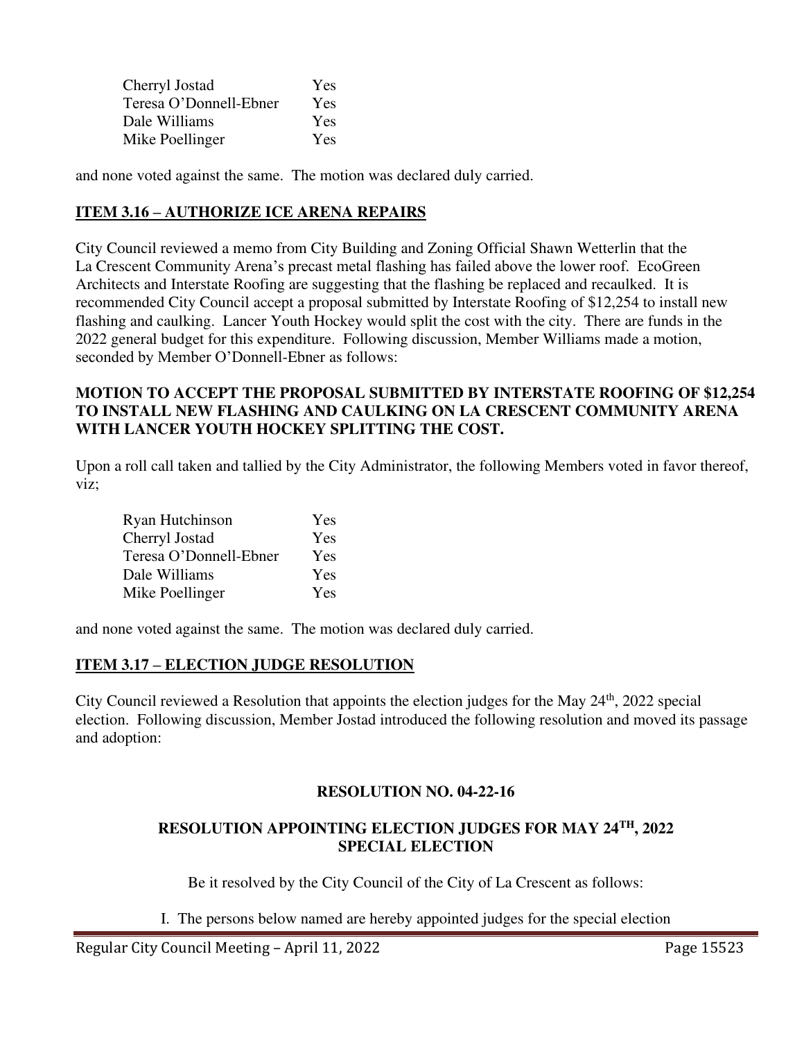| | |
|---|---|
| Cherryl Jostad | Yes |
| Teresa O'Donnell-Ebner | Yes |
| Dale Williams | Yes |
| Mike Poellinger | Yes |

and none voted against the same. The motion was declared duly carried.

## ITEM 3.16 – AUTHORIZE ICE ARENA REPAIRS

City Council reviewed a memo from City Building and Zoning Official Shawn Wetterlin that the La Crescent Community Arena's precast metal flashing has failed above the lower roof. EcoGreen Architects and Interstate Roofing are suggesting that the flashing be replaced and recaulked. It is recommended City Council accept a proposal submitted by Interstate Roofing of $12,254 to install new flashing and caulking. Lancer Youth Hockey would split the cost with the city. There are funds in the 2022 general budget for this expenditure. Following discussion, Member Williams made a motion, seconded by Member O'Donnell-Ebner as follows:

**MOTION TO ACCEPT THE PROPOSAL SUBMITTED BY INTERSTATE ROOFING OF $12,254 TO INSTALL NEW FLASHING AND CAULKING ON LA CRESCENT COMMUNITY ARENA WITH LANCER YOUTH HOCKEY SPLITTING THE COST.**

Upon a roll call taken and tallied by the City Administrator, the following Members voted in favor thereof, viz;

| | |
|---|---|
| Ryan Hutchinson | Yes |
| Cherryl Jostad | Yes |
| Teresa O'Donnell-Ebner | Yes |
| Dale Williams | Yes |
| Mike Poellinger | Yes |

and none voted against the same. The motion was declared duly carried.

## ITEM 3.17 – ELECTION JUDGE RESOLUTION

City Council reviewed a Resolution that appoints the election judges for the May 24th, 2022 special election. Following discussion, Member Jostad introduced the following resolution and moved its passage and adoption:

### RESOLUTION NO. 04-22-16

### RESOLUTION APPOINTING ELECTION JUDGES FOR MAY 24TH, 2022 SPECIAL ELECTION

Be it resolved by the City Council of the City of La Crescent as follows:

I. The persons below named are hereby appointed judges for the special election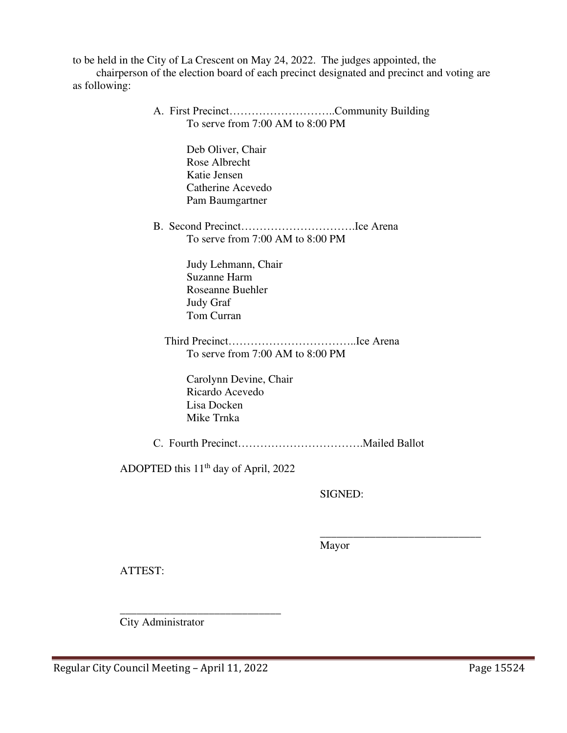to be held in the City of La Crescent on May 24, 2022. The judges appointed, the chairperson of the election board of each precinct designated and precinct and voting are as following:

A. First Precinct………………………..Community Building
To serve from 7:00 AM to 8:00 PM

Deb Oliver, Chair
Rose Albrecht
Katie Jensen
Catherine Acevedo
Pam Baumgartner

B. Second Precinct………………………….Ice Arena
To serve from 7:00 AM to 8:00 PM

Judy Lehmann, Chair
Suzanne Harm
Roseanne Buehler
Judy Graf
Tom Curran

Third Precinct……………………………..Ice Arena
To serve from 7:00 AM to 8:00 PM

Carolynn Devine, Chair
Ricardo Acevedo
Lisa Docken
Mike Trnka

C. Fourth Precinct…………………………….Mailed Ballot

ADOPTED this 11th day of April, 2022

SIGNED:

\_\_\_\_\_\_\_\_\_\_\_\_\_\_\_\_\_\_\_\_\_\_\_\_\_\_\_\_\_\_
Mayor

ATTEST:

\_\_\_\_\_\_\_\_\_\_\_\_\_\_\_\_\_\_\_\_\_\_\_\_\_\_\_\_\_\_
City Administrator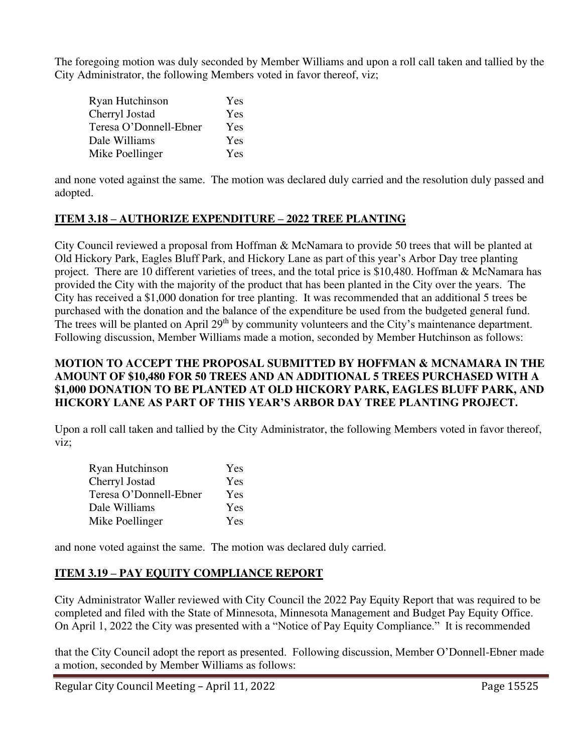The foregoing motion was duly seconded by Member Williams and upon a roll call taken and tallied by the City Administrator, the following Members voted in favor thereof, viz;

| | |
|---|---|
| Ryan Hutchinson | Yes |
| Cherryl Jostad | Yes |
| Teresa O'Donnell-Ebner | Yes |
| Dale Williams | Yes |
| Mike Poellinger | Yes |

and none voted against the same. The motion was declared duly carried and the resolution duly passed and adopted.

## ITEM 3.18 – AUTHORIZE EXPENDITURE – 2022 TREE PLANTING

City Council reviewed a proposal from Hoffman & McNamara to provide 50 trees that will be planted at Old Hickory Park, Eagles Bluff Park, and Hickory Lane as part of this year's Arbor Day tree planting project. There are 10 different varieties of trees, and the total price is $10,480. Hoffman & McNamara has provided the City with the majority of the product that has been planted in the City over the years. The City has received a $1,000 donation for tree planting. It was recommended that an additional 5 trees be purchased with the donation and the balance of the expenditure be used from the budgeted general fund. The trees will be planted on April 29th by community volunteers and the City's maintenance department. Following discussion, Member Williams made a motion, seconded by Member Hutchinson as follows:

**MOTION TO ACCEPT THE PROPOSAL SUBMITTED BY HOFFMAN & MCNAMARA IN THE AMOUNT OF $10,480 FOR 50 TREES AND AN ADDITIONAL 5 TREES PURCHASED WITH A $1,000 DONATION TO BE PLANTED AT OLD HICKORY PARK, EAGLES BLUFF PARK, AND HICKORY LANE AS PART OF THIS YEAR'S ARBOR DAY TREE PLANTING PROJECT.**

Upon a roll call taken and tallied by the City Administrator, the following Members voted in favor thereof, viz;

| | |
|---|---|
| Ryan Hutchinson | Yes |
| Cherryl Jostad | Yes |
| Teresa O'Donnell-Ebner | Yes |
| Dale Williams | Yes |
| Mike Poellinger | Yes |

and none voted against the same. The motion was declared duly carried.

## ITEM 3.19 – PAY EQUITY COMPLIANCE REPORT

City Administrator Waller reviewed with City Council the 2022 Pay Equity Report that was required to be completed and filed with the State of Minnesota, Minnesota Management and Budget Pay Equity Office. On April 1, 2022 the City was presented with a "Notice of Pay Equity Compliance." It is recommended that the City Council adopt the report as presented. Following discussion, Member O'Donnell-Ebner made a motion, seconded by Member Williams as follows: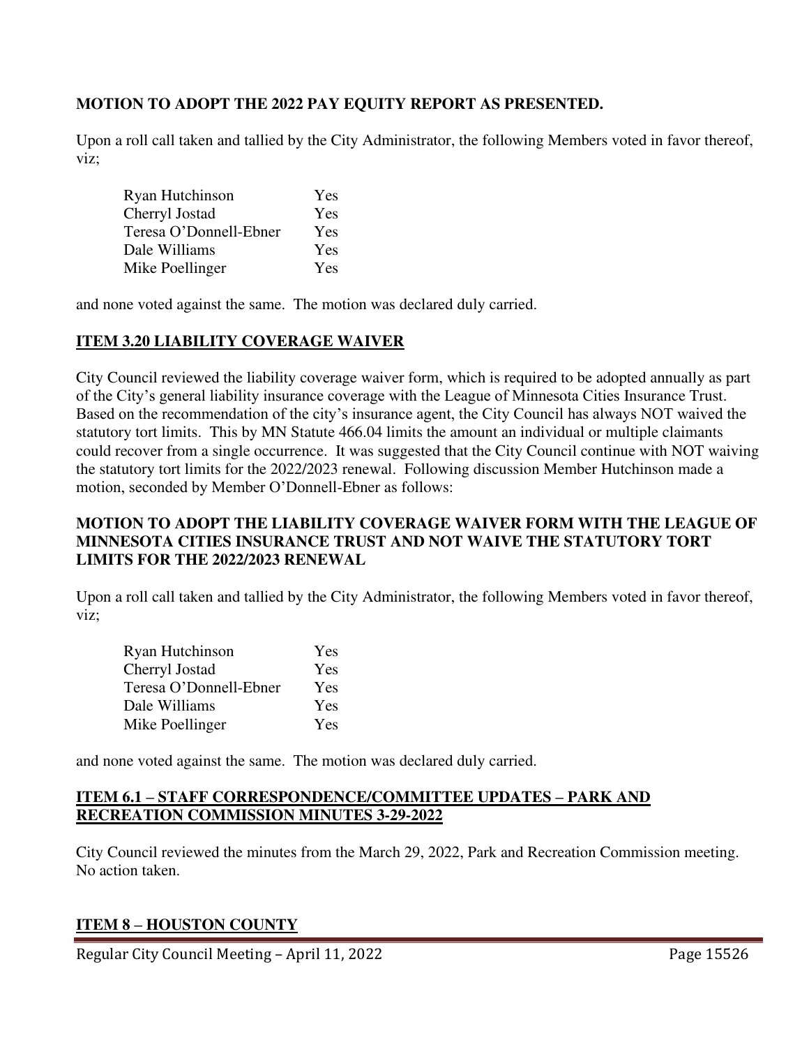**MOTION TO ADOPT THE 2022 PAY EQUITY REPORT AS PRESENTED.**

Upon a roll call taken and tallied by the City Administrator, the following Members voted in favor thereof, viz;

| | |
|---|---|
| Ryan Hutchinson | Yes |
| Cherryl Jostad | Yes |
| Teresa O'Donnell-Ebner | Yes |
| Dale Williams | Yes |
| Mike Poellinger | Yes |

and none voted against the same. The motion was declared duly carried.

**ITEM 3.20 LIABILITY COVERAGE WAIVER**

City Council reviewed the liability coverage waiver form, which is required to be adopted annually as part of the City's general liability insurance coverage with the League of Minnesota Cities Insurance Trust. Based on the recommendation of the city's insurance agent, the City Council has always NOT waived the statutory tort limits. This by MN Statute 466.04 limits the amount an individual or multiple claimants could recover from a single occurrence. It was suggested that the City Council continue with NOT waiving the statutory tort limits for the 2022/2023 renewal. Following discussion Member Hutchinson made a motion, seconded by Member O'Donnell-Ebner as follows:

**MOTION TO ADOPT THE LIABILITY COVERAGE WAIVER FORM WITH THE LEAGUE OF MINNESOTA CITIES INSURANCE TRUST AND NOT WAIVE THE STATUTORY TORT LIMITS FOR THE 2022/2023 RENEWAL**

Upon a roll call taken and tallied by the City Administrator, the following Members voted in favor thereof, viz;

| | |
|---|---|
| Ryan Hutchinson | Yes |
| Cherryl Jostad | Yes |
| Teresa O'Donnell-Ebner | Yes |
| Dale Williams | Yes |
| Mike Poellinger | Yes |

and none voted against the same. The motion was declared duly carried.

**ITEM 6.1 – STAFF CORRESPONDENCE/COMMITTEE UPDATES – PARK AND RECREATION COMMISSION MINUTES 3-29-2022**

City Council reviewed the minutes from the March 29, 2022, Park and Recreation Commission meeting. No action taken.

**ITEM 8 – HOUSTON COUNTY**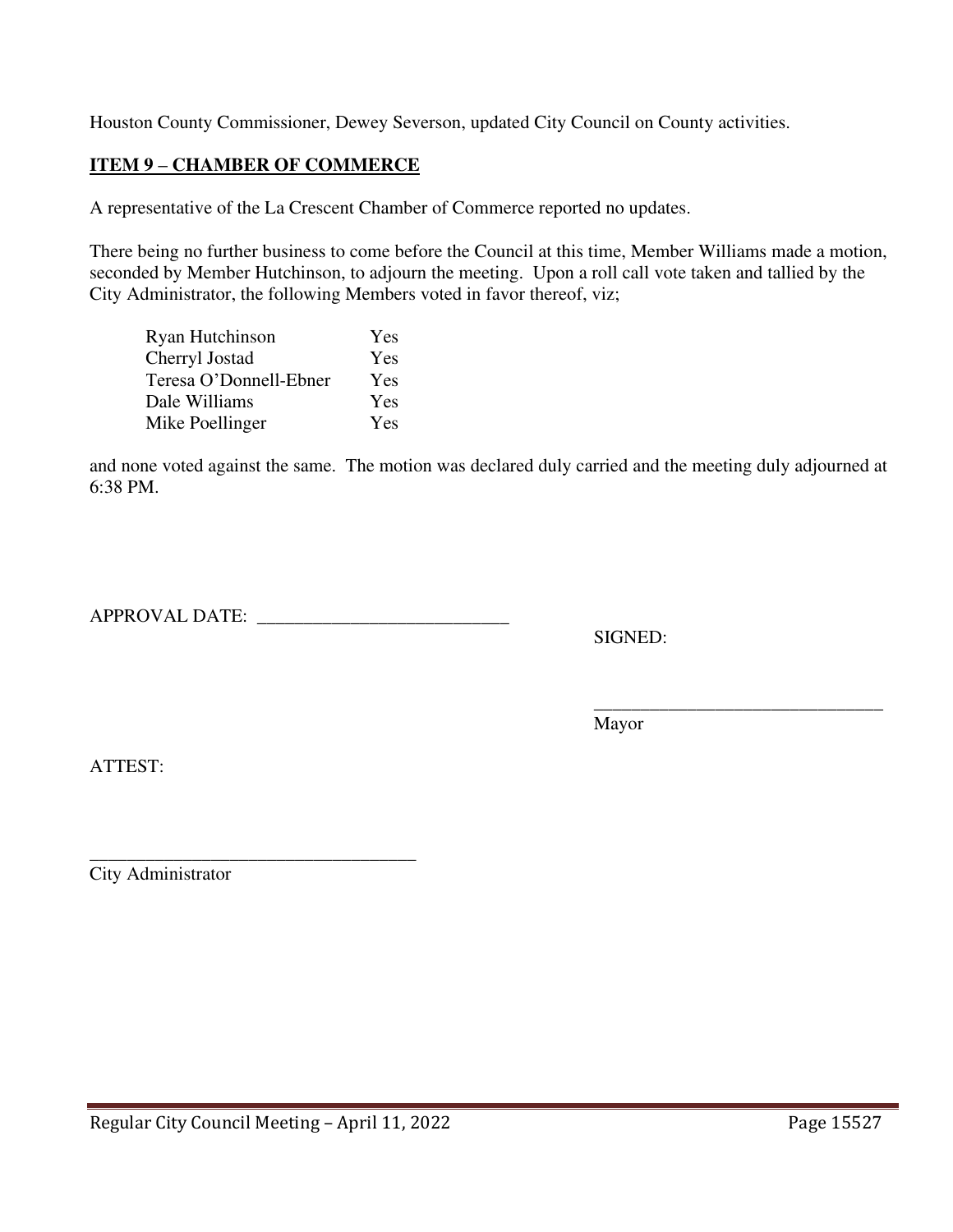Houston County Commissioner, Dewey Severson, updated City Council on County activities.

**ITEM 9 – CHAMBER OF COMMERCE**

A representative of the La Crescent Chamber of Commerce reported no updates.

There being no further business to come before the Council at this time, Member Williams made a motion, seconded by Member Hutchinson, to adjourn the meeting. Upon a roll call vote taken and tallied by the City Administrator, the following Members voted in favor thereof, viz;

| | |
|---|---|
| Ryan Hutchinson | Yes |
| Cherryl Jostad | Yes |
| Teresa O'Donnell-Ebner | Yes |
| Dale Williams | Yes |
| Mike Poellinger | Yes |

and none voted against the same. The motion was declared duly carried and the meeting duly adjourned at 6:38 PM.

APPROVAL DATE: ___________________________

SIGNED:

_______________________________
Mayor

ATTEST:

___________________________________
City Administrator